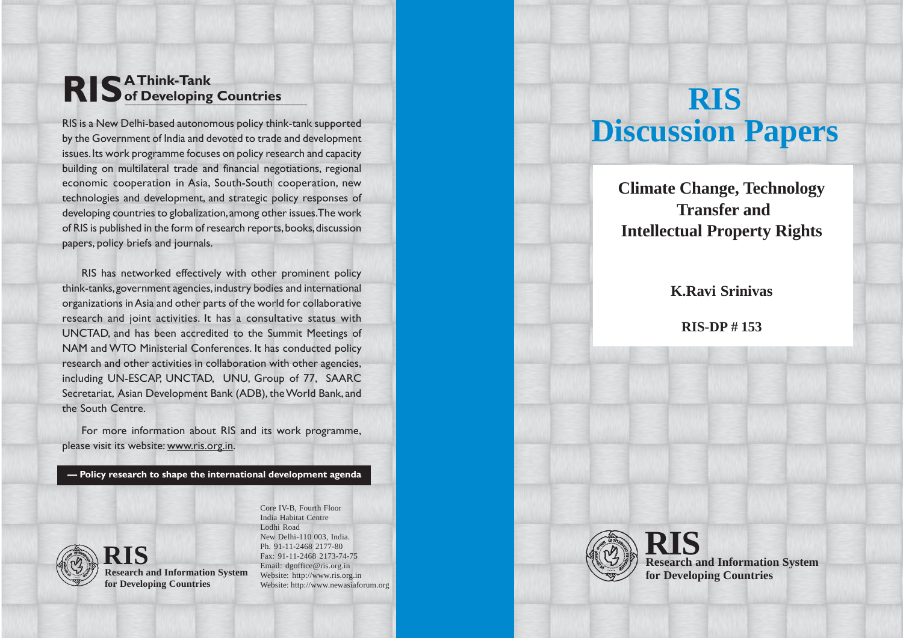# RIS A Think-Tank of Developing Countries

RIS is a New Delhi-based autonomous policy think-tank supported by the Government of India and devoted to trade and development issues. Its work programme focuses on policy research and capacity building on multilateral trade and financial negotiations, regional economic cooperation in Asia, South-South cooperation, new technologies and development, and strategic policy responses of developing countries to globalization, among other issues. The work of RIS is published in the form of research reports, books, discussion papers, policy briefs and journals.

RIS has networked effectively with other prominent policy think-tanks, government agencies, industry bodies and international organizations in Asia and other parts of the world for collaborative research and joint activities. It has a consultative status with UNCTAD, and has been accredited to the Summit Meetings of NAM and WTO Ministerial Conferences. It has conducted policy research and other activities in collaboration with other agencies, including UN-ESCAP, UNCTAD, UNU, Group of 77, SAARC Secretariat, Asian Development Bank (ADB), the World Bank, and the South Centre.

For more information about RIS and its work programme, please visit its website: www.ris.org.in.

**— Policy research to shape the international development agenda**

**RIS**
**Research and Information System for Developing Countries**

Core IV-B, Fourth Floor
India Habitat Centre
Lodhi Road
New Delhi-110 003, India.
Ph. 91-11-2468 2177-80
Fax: 91-11-2468 2173-74-75
Email: dgoffice@ris.org.in
Website: http://www.ris.org.in
Website: http://www.newasiaforum.org

# RIS Discussion Papers

## Climate Change, Technology Transfer and Intellectual Property Rights

**K.Ravi Srinivas**

**RIS-DP # 153**

**RIS**
**Research and Information System for Developing Countries**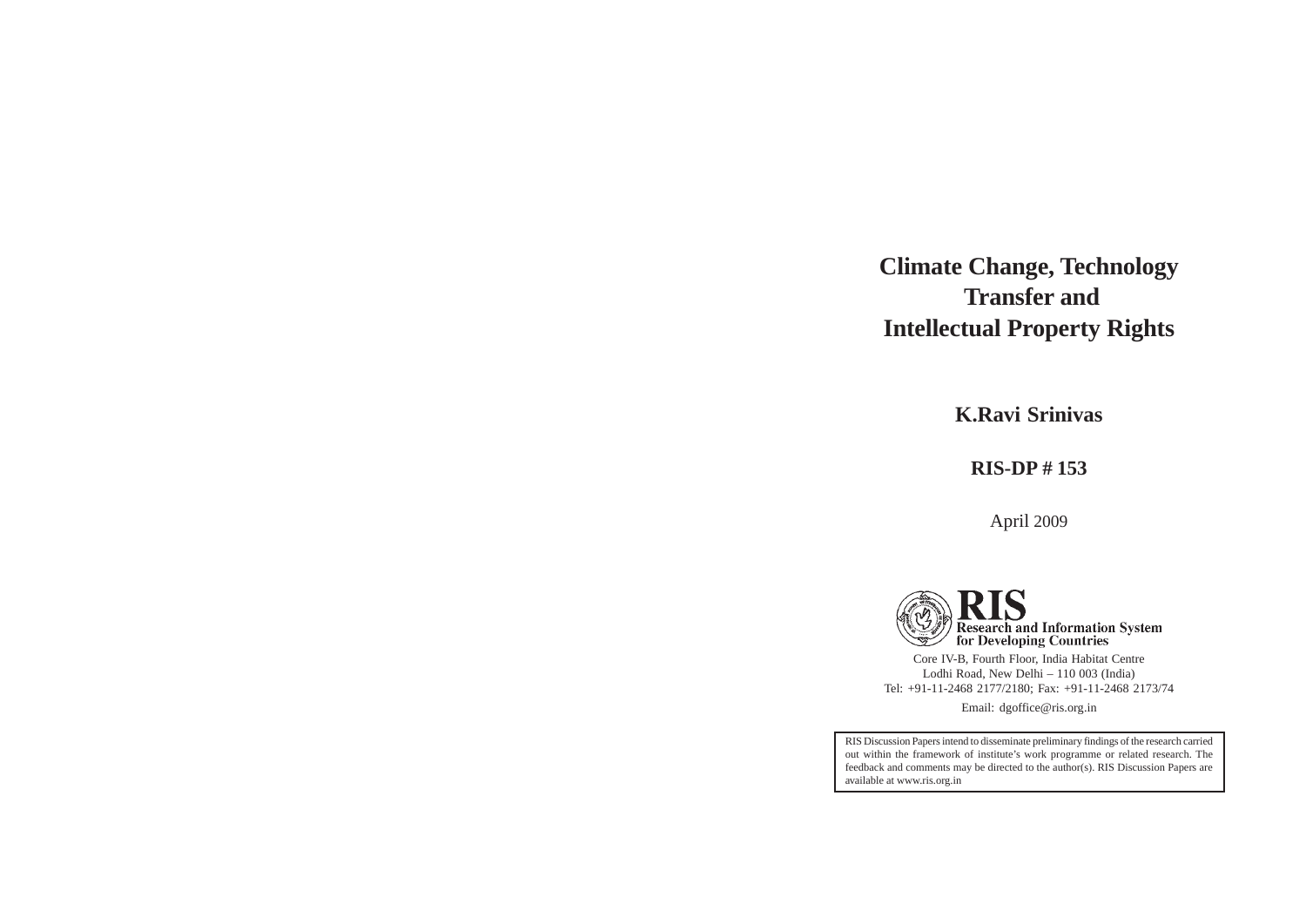# Climate Change, Technology Transfer and Intellectual Property Rights

**K.Ravi Srinivas**

**RIS-DP # 153**

April 2009

RIS
Research and Information System for Developing Countries

Core IV-B, Fourth Floor, India Habitat Centre
Lodhi Road, New Delhi – 110 003 (India)
Tel: +91-11-2468 2177/2180; Fax: +91-11-2468 2173/74
Email: dgoffice@ris.org.in

RIS Discussion Papers intend to disseminate preliminary findings of the research carried out within the framework of institute's work programme or related research. The feedback and comments may be directed to the author(s). RIS Discussion Papers are available at www.ris.org.in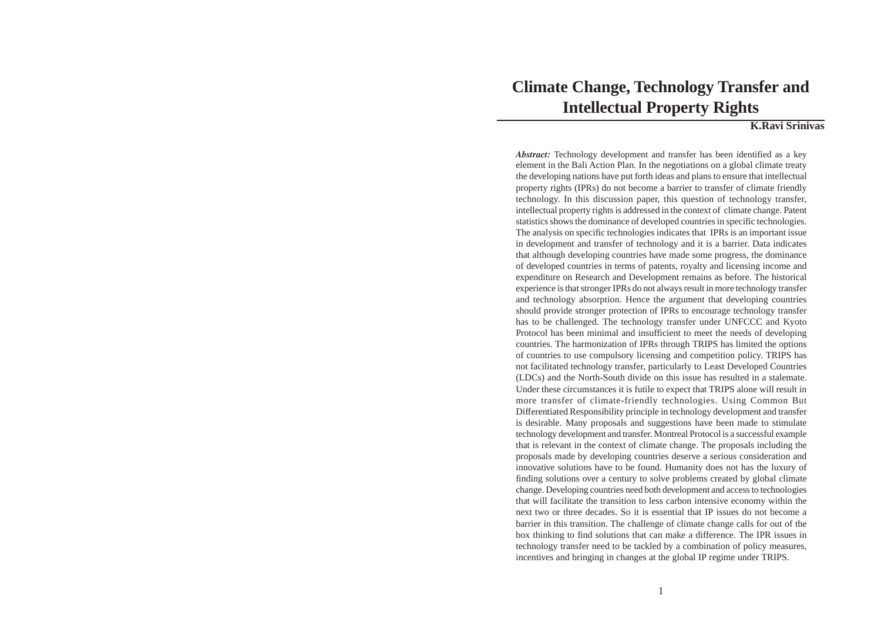# Climate Change, Technology Transfer and Intellectual Property Rights

**K.Ravi Srinivas**

***Abstract:*** Technology development and transfer has been identified as a key element in the Bali Action Plan. In the negotiations on a global climate treaty the developing nations have put forth ideas and plans to ensure that intellectual property rights (IPRs) do not become a barrier to transfer of climate friendly technology. In this discussion paper, this question of technology transfer, intellectual property rights is addressed in the context of climate change. Patent statistics shows the dominance of developed countries in specific technologies. The analysis on specific technologies indicates that IPRs is an important issue in development and transfer of technology and it is a barrier. Data indicates that although developing countries have made some progress, the dominance of developed countries in terms of patents, royalty and licensing income and expenditure on Research and Development remains as before. The historical experience is that stronger IPRs do not always result in more technology transfer and technology absorption. Hence the argument that developing countries should provide stronger protection of IPRs to encourage technology transfer has to be challenged. The technology transfer under UNFCCC and Kyoto Protocol has been minimal and insufficient to meet the needs of developing countries. The harmonization of IPRs through TRIPS has limited the options of countries to use compulsory licensing and competition policy. TRIPS has not facilitated technology transfer, particularly to Least Developed Countries (LDCs) and the North-South divide on this issue has resulted in a stalemate. Under these circumstances it is futile to expect that TRIPS alone will result in more transfer of climate-friendly technologies. Using Common But Differentiated Responsibility principle in technology development and transfer is desirable. Many proposals and suggestions have been made to stimulate technology development and transfer. Montreal Protocol is a successful example that is relevant in the context of climate change. The proposals including the proposals made by developing countries deserve a serious consideration and innovative solutions have to be found. Humanity does not has the luxury of finding solutions over a century to solve problems created by global climate change. Developing countries need both development and access to technologies that will facilitate the transition to less carbon intensive economy within the next two or three decades. So it is essential that IP issues do not become a barrier in this transition. The challenge of climate change calls for out of the box thinking to find solutions that can make a difference. The IPR issues in technology transfer need to be tackled by a combination of policy measures, incentives and bringing in changes at the global IP regime under TRIPS.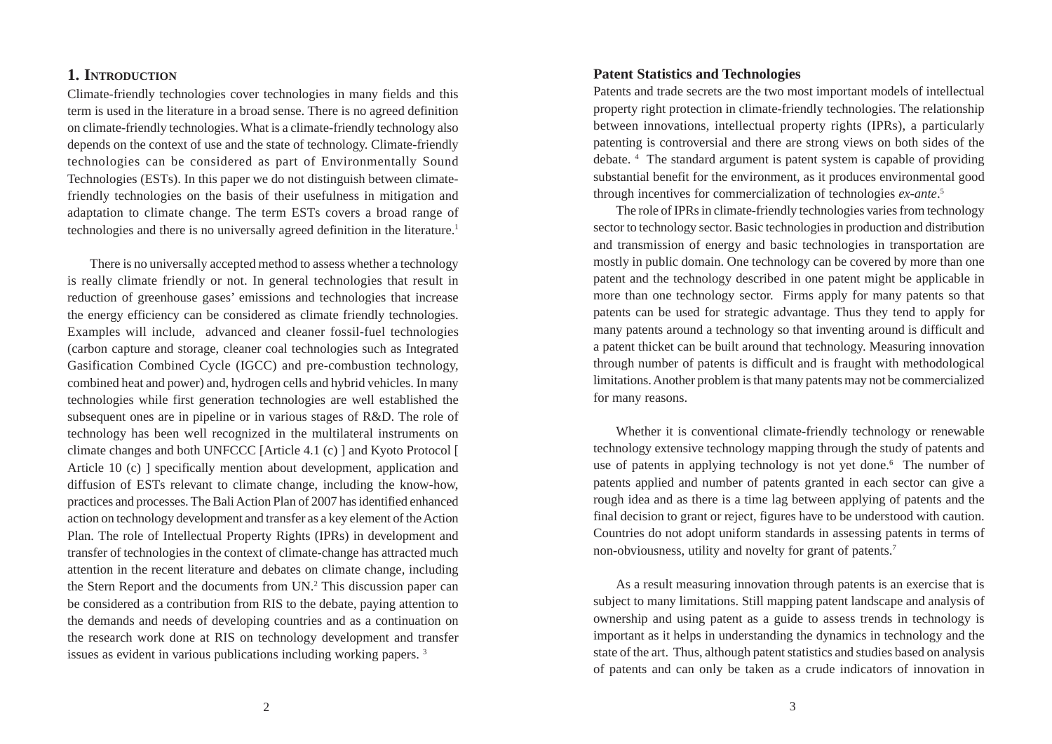## 1. Introduction

Climate-friendly technologies cover technologies in many fields and this term is used in the literature in a broad sense. There is no agreed definition on climate-friendly technologies. What is a climate-friendly technology also depends on the context of use and the state of technology. Climate-friendly technologies can be considered as part of Environmentally Sound Technologies (ESTs). In this paper we do not distinguish between climate-friendly technologies on the basis of their usefulness in mitigation and adaptation to climate change. The term ESTs covers a broad range of technologies and there is no universally agreed definition in the literature.[1]

There is no universally accepted method to assess whether a technology is really climate friendly or not. In general technologies that result in reduction of greenhouse gases' emissions and technologies that increase the energy efficiency can be considered as climate friendly technologies. Examples will include, advanced and cleaner fossil-fuel technologies (carbon capture and storage, cleaner coal technologies such as Integrated Gasification Combined Cycle (IGCC) and pre-combustion technology, combined heat and power) and, hydrogen cells and hybrid vehicles. In many technologies while first generation technologies are well established the subsequent ones are in pipeline or in various stages of R&D. The role of technology has been well recognized in the multilateral instruments on climate changes and both UNFCCC [Article 4.1 (c) ] and Kyoto Protocol [ Article 10 (c) ] specifically mention about development, application and diffusion of ESTs relevant to climate change, including the know-how, practices and processes. The Bali Action Plan of 2007 has identified enhanced action on technology development and transfer as a key element of the Action Plan. The role of Intellectual Property Rights (IPRs) in development and transfer of technologies in the context of climate-change has attracted much attention in the recent literature and debates on climate change, including the Stern Report and the documents from UN.[2] This discussion paper can be considered as a contribution from RIS to the debate, paying attention to the demands and needs of developing countries and as a continuation on the research work done at RIS on technology development and transfer issues as evident in various publications including working papers.[3]

### Patent Statistics and Technologies

Patents and trade secrets are the two most important models of intellectual property right protection in climate-friendly technologies. The relationship between innovations, intellectual property rights (IPRs), a particularly patenting is controversial and there are strong views on both sides of the debate.[4] The standard argument is patent system is capable of providing substantial benefit for the environment, as it produces environmental good through incentives for commercialization of technologies *ex-ante*.[5]

The role of IPRs in climate-friendly technologies varies from technology sector to technology sector. Basic technologies in production and distribution and transmission of energy and basic technologies in transportation are mostly in public domain. One technology can be covered by more than one patent and the technology described in one patent might be applicable in more than one technology sector. Firms apply for many patents so that patents can be used for strategic advantage. Thus they tend to apply for many patents around a technology so that inventing around is difficult and a patent thicket can be built around that technology. Measuring innovation through number of patents is difficult and is fraught with methodological limitations. Another problem is that many patents may not be commercialized for many reasons.

Whether it is conventional climate-friendly technology or renewable technology extensive technology mapping through the study of patents and use of patents in applying technology is not yet done.[6] The number of patents applied and number of patents granted in each sector can give a rough idea and as there is a time lag between applying of patents and the final decision to grant or reject, figures have to be understood with caution. Countries do not adopt uniform standards in assessing patents in terms of non-obviousness, utility and novelty for grant of patents.[7]

As a result measuring innovation through patents is an exercise that is subject to many limitations. Still mapping patent landscape and analysis of ownership and using patent as a guide to assess trends in technology is important as it helps in understanding the dynamics in technology and the state of the art. Thus, although patent statistics and studies based on analysis of patents and can only be taken as a crude indicators of innovation in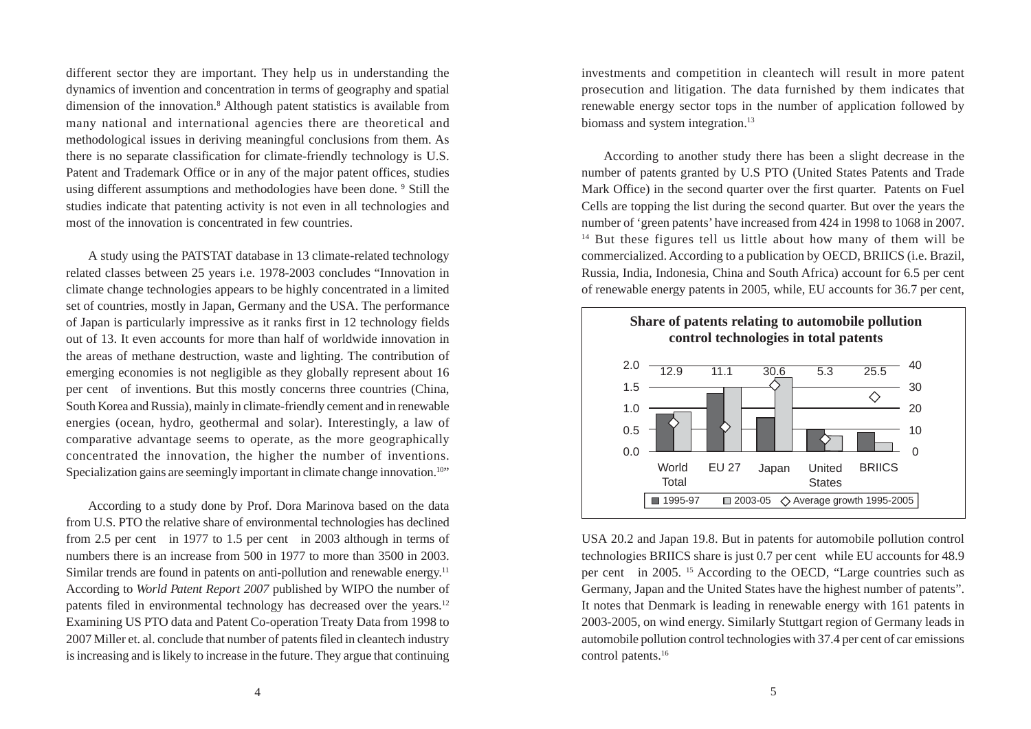different sector they are important. They help us in understanding the dynamics of invention and concentration in terms of geography and spatial dimension of the innovation.[8] Although patent statistics is available from many national and international agencies there are theoretical and methodological issues in deriving meaningful conclusions from them. As there is no separate classification for climate-friendly technology is U.S. Patent and Trademark Office or in any of the major patent offices, studies using different assumptions and methodologies have been done. [9] Still the studies indicate that patenting activity is not even in all technologies and most of the innovation is concentrated in few countries.

A study using the PATSTAT database in 13 climate-related technology related classes between 25 years i.e. 1978-2003 concludes "Innovation in climate change technologies appears to be highly concentrated in a limited set of countries, mostly in Japan, Germany and the USA. The performance of Japan is particularly impressive as it ranks first in 12 technology fields out of 13. It even accounts for more than half of worldwide innovation in the areas of methane destruction, waste and lighting. The contribution of emerging economies is not negligible as they globally represent about 16 per cent of inventions. But this mostly concerns three countries (China, South Korea and Russia), mainly in climate-friendly cement and in renewable energies (ocean, hydro, geothermal and solar). Interestingly, a law of comparative advantage seems to operate, as the more geographically concentrated the innovation, the higher the number of inventions. Specialization gains are seemingly important in climate change innovation.[10]"

According to a study done by Prof. Dora Marinova based on the data from U.S. PTO the relative share of environmental technologies has declined from 2.5 per cent in 1977 to 1.5 per cent in 2003 although in terms of numbers there is an increase from 500 in 1977 to more than 3500 in 2003. Similar trends are found in patents on anti-pollution and renewable energy.[11] According to *World Patent Report 2007* published by WIPO the number of patents filed in environmental technology has decreased over the years.[12] Examining US PTO data and Patent Co-operation Treaty Data from 1998 to 2007 Miller et. al. conclude that number of patents filed in cleantech industry is increasing and is likely to increase in the future. They argue that continuing investments and competition in cleantech will result in more patent prosecution and litigation. The data furnished by them indicates that renewable energy sector tops in the number of application followed by biomass and system integration.[13]

According to another study there has been a slight decrease in the number of patents granted by U.S PTO (United States Patents and Trade Mark Office) in the second quarter over the first quarter. Patents on Fuel Cells are topping the list during the second quarter. But over the years the number of 'green patents' have increased from 424 in 1998 to 1068 in 2007. [14] But these figures tell us little about how many of them will be commercialized. According to a publication by OECD, BRIICS (i.e. Brazil, Russia, India, Indonesia, China and South Africa) account for 6.5 per cent of renewable energy patents in 2005, while, EU accounts for 36.7 per cent, USA 20.2 and Japan 19.8. But in patents for automobile pollution control technologies BRIICS share is just 0.7 per cent while EU accounts for 48.9 per cent in 2005. [15] According to the OECD, "Large countries such as Germany, Japan and the United States have the highest number of patents". It notes that Denmark is leading in renewable energy with 161 patents in 2003-2005, on wind energy. Similarly Stuttgart region of Germany leads in automobile pollution control technologies with 37.4 per cent of car emissions control patents.[16]

**Share of patents relating to automobile pollution control technologies in total patents**

| | World Total | EU 27 | Japan | United States | BRIICS |
|---|---|---|---|---|---|
| Value shown | 12.9 | 11.1 | 30.6 | 5.3 | 25.5 |

Legend: 1995-97; 2003-05; Average growth 1995-2005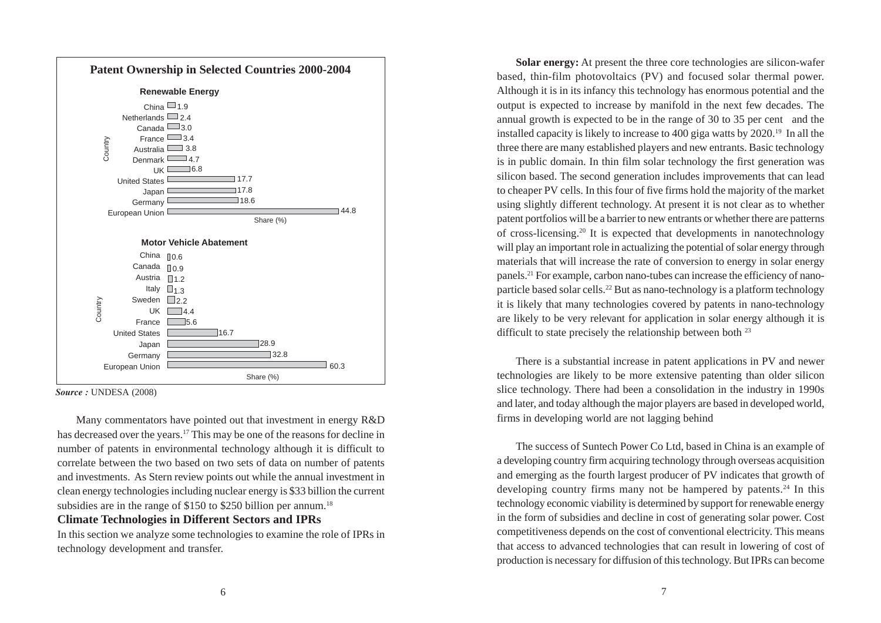**Patent Ownership in Selected Countries 2000-2004**

**Renewable Energy**

| Country | Share (%) |
|---|---|
| China | 1.9 |
| Netherlands | 2.4 |
| Canada | 3.0 |
| France | 3.4 |
| Australia | 3.8 |
| Denmark | 4.7 |
| UK | 6.8 |
| United States | 17.7 |
| Japan | 17.8 |
| Germany | 18.6 |
| European Union | 44.8 |

**Motor Vehicle Abatement**

| Country | Share (%) |
|---|---|
| China | 0.6 |
| Canada | 0.9 |
| Austria | 1.2 |
| Italy | 1.3 |
| Sweden | 2.2 |
| UK | 4.4 |
| France | 5.6 |
| United States | 16.7 |
| Japan | 28.9 |
| Germany | 32.8 |
| European Union | 60.3 |

***Source :*** UNDESA (2008)

Many commentators have pointed out that investment in energy R&D has decreased over the years.[17] This may be one of the reasons for decline in number of patents in environmental technology although it is difficult to correlate between the two based on two sets of data on number of patents and investments. As Stern review points out while the annual investment in clean energy technologies including nuclear energy is $33 billion the current subsidies are in the range of $150 to $250 billion per annum.[18]

## Climate Technologies in Different Sectors and IPRs

In this section we analyze some technologies to examine the role of IPRs in technology development and transfer.

**Solar energy:** At present the three core technologies are silicon-wafer based, thin-film photovoltaics (PV) and focused solar thermal power. Although it is in its infancy this technology has enormous potential and the output is expected to increase by manifold in the next few decades. The annual growth is expected to be in the range of 30 to 35 per cent and the installed capacity is likely to increase to 400 giga watts by 2020.[19] In all the three there are many established players and new entrants. Basic technology is in public domain. In thin film solar technology the first generation was silicon based. The second generation includes improvements that can lead to cheaper PV cells. In this four of five firms hold the majority of the market using slightly different technology. At present it is not clear as to whether patent portfolios will be a barrier to new entrants or whether there are patterns of cross-licensing.[20] It is expected that developments in nanotechnology will play an important role in actualizing the potential of solar energy through materials that will increase the rate of conversion to energy in solar energy panels.[21] For example, carbon nano-tubes can increase the efficiency of nano-particle based solar cells.[22] But as nano-technology is a platform technology it is likely that many technologies covered by patents in nano-technology are likely to be very relevant for application in solar energy although it is difficult to state precisely the relationship between both [23]

There is a substantial increase in patent applications in PV and newer technologies are likely to be more extensive patenting than older silicon slice technology. There had been a consolidation in the industry in 1990s and later, and today although the major players are based in developed world, firms in developing world are not lagging behind

The success of Suntech Power Co Ltd, based in China is an example of a developing country firm acquiring technology through overseas acquisition and emerging as the fourth largest producer of PV indicates that growth of developing country firms many not be hampered by patents.[24] In this technology economic viability is determined by support for renewable energy in the form of subsidies and decline in cost of generating solar power. Cost competitiveness depends on the cost of conventional electricity. This means that access to advanced technologies that can result in lowering of cost of production is necessary for diffusion of this technology. But IPRs can become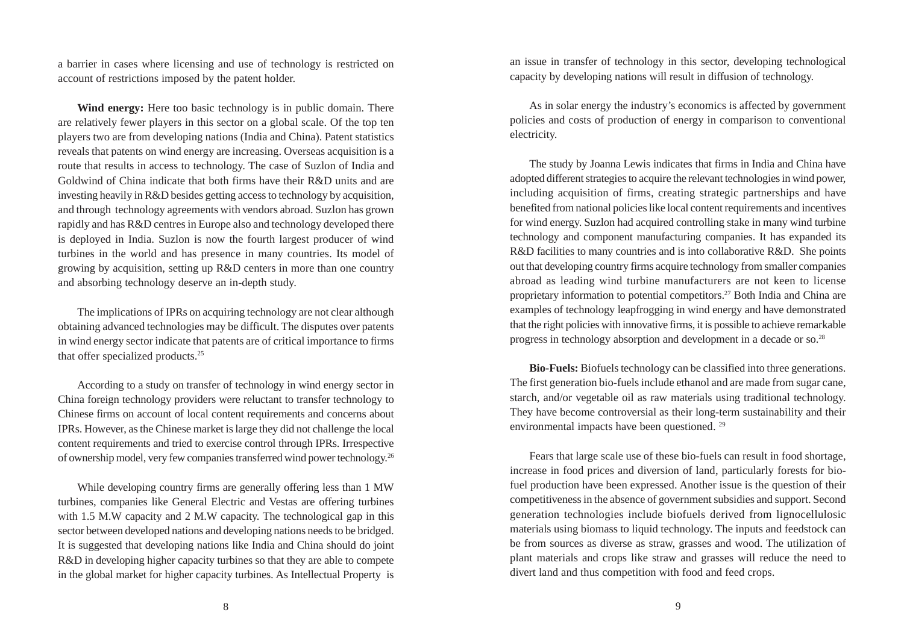a barrier in cases where licensing and use of technology is restricted on account of restrictions imposed by the patent holder.

**Wind energy:** Here too basic technology is in public domain. There are relatively fewer players in this sector on a global scale. Of the top ten players two are from developing nations (India and China). Patent statistics reveals that patents on wind energy are increasing. Overseas acquisition is a route that results in access to technology. The case of Suzlon of India and Goldwind of China indicate that both firms have their R&D units and are investing heavily in R&D besides getting access to technology by acquisition, and through technology agreements with vendors abroad. Suzlon has grown rapidly and has R&D centres in Europe also and technology developed there is deployed in India. Suzlon is now the fourth largest producer of wind turbines in the world and has presence in many countries. Its model of growing by acquisition, setting up R&D centers in more than one country and absorbing technology deserve an in-depth study.

The implications of IPRs on acquiring technology are not clear although obtaining advanced technologies may be difficult. The disputes over patents in wind energy sector indicate that patents are of critical importance to firms that offer specialized products.[25]

According to a study on transfer of technology in wind energy sector in China foreign technology providers were reluctant to transfer technology to Chinese firms on account of local content requirements and concerns about IPRs. However, as the Chinese market is large they did not challenge the local content requirements and tried to exercise control through IPRs. Irrespective of ownership model, very few companies transferred wind power technology.[26]

While developing country firms are generally offering less than 1 MW turbines, companies like General Electric and Vestas are offering turbines with 1.5 M.W capacity and 2 M.W capacity. The technological gap in this sector between developed nations and developing nations needs to be bridged. It is suggested that developing nations like India and China should do joint R&D in developing higher capacity turbines so that they are able to compete in the global market for higher capacity turbines. As Intellectual Property is an issue in transfer of technology in this sector, developing technological capacity by developing nations will result in diffusion of technology.

As in solar energy the industry's economics is affected by government policies and costs of production of energy in comparison to conventional electricity.

The study by Joanna Lewis indicates that firms in India and China have adopted different strategies to acquire the relevant technologies in wind power, including acquisition of firms, creating strategic partnerships and have benefited from national policies like local content requirements and incentives for wind energy. Suzlon had acquired controlling stake in many wind turbine technology and component manufacturing companies. It has expanded its R&D facilities to many countries and is into collaborative R&D. She points out that developing country firms acquire technology from smaller companies abroad as leading wind turbine manufacturers are not keen to license proprietary information to potential competitors.[27] Both India and China are examples of technology leapfrogging in wind energy and have demonstrated that the right policies with innovative firms, it is possible to achieve remarkable progress in technology absorption and development in a decade or so.[28]

**Bio-Fuels:** Biofuels technology can be classified into three generations. The first generation bio-fuels include ethanol and are made from sugar cane, starch, and/or vegetable oil as raw materials using traditional technology. They have become controversial as their long-term sustainability and their environmental impacts have been questioned.[29]

Fears that large scale use of these bio-fuels can result in food shortage, increase in food prices and diversion of land, particularly forests for bio-fuel production have been expressed. Another issue is the question of their competitiveness in the absence of government subsidies and support. Second generation technologies include biofuels derived from lignocellulosic materials using biomass to liquid technology. The inputs and feedstock can be from sources as diverse as straw, grasses and wood. The utilization of plant materials and crops like straw and grasses will reduce the need to divert land and thus competition with food and feed crops.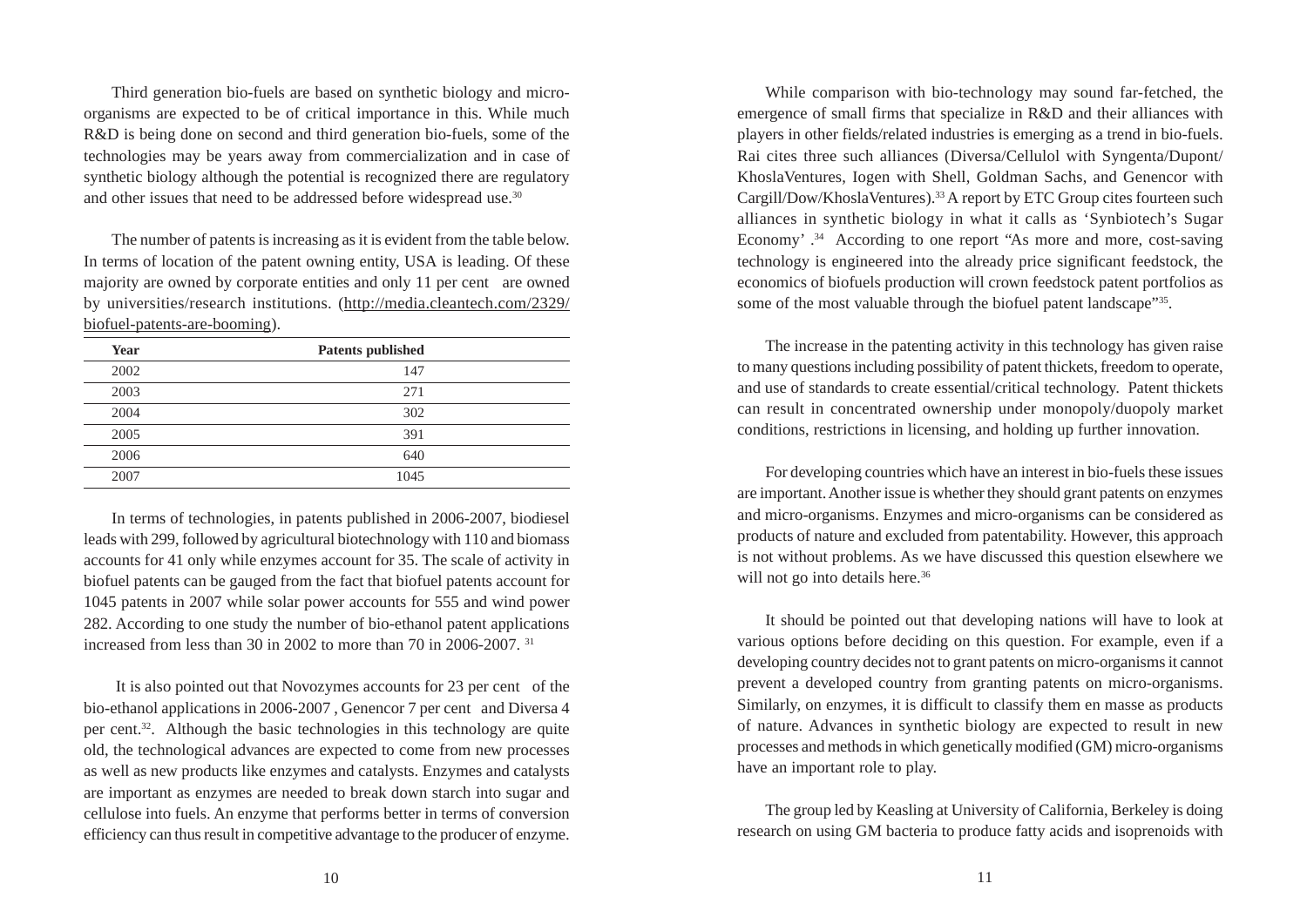Third generation bio-fuels are based on synthetic biology and micro-organisms are expected to be of critical importance in this. While much R&D is being done on second and third generation bio-fuels, some of the technologies may be years away from commercialization and in case of synthetic biology although the potential is recognized there are regulatory and other issues that need to be addressed before widespread use.[30]

The number of patents is increasing as it is evident from the table below. In terms of location of the patent owning entity, USA is leading. Of these majority are owned by corporate entities and only 11 per cent are owned by universities/research institutions. (http://media.cleantech.com/2329/biofuel-patents-are-booming).

| Year | Patents published |
|---|---|
| 2002 | 147 |
| 2003 | 271 |
| 2004 | 302 |
| 2005 | 391 |
| 2006 | 640 |
| 2007 | 1045 |

In terms of technologies, in patents published in 2006-2007, biodiesel leads with 299, followed by agricultural biotechnology with 110 and biomass accounts for 41 only while enzymes account for 35. The scale of activity in biofuel patents can be gauged from the fact that biofuel patents account for 1045 patents in 2007 while solar power accounts for 555 and wind power 282. According to one study the number of bio-ethanol patent applications increased from less than 30 in 2002 to more than 70 in 2006-2007. [31]

It is also pointed out that Novozymes accounts for 23 per cent of the bio-ethanol applications in 2006-2007 , Genencor 7 per cent and Diversa 4 per cent.[32]. Although the basic technologies in this technology are quite old, the technological advances are expected to come from new processes as well as new products like enzymes and catalysts. Enzymes and catalysts are important as enzymes are needed to break down starch into sugar and cellulose into fuels. An enzyme that performs better in terms of conversion efficiency can thus result in competitive advantage to the producer of enzyme.

While comparison with bio-technology may sound far-fetched, the emergence of small firms that specialize in R&D and their alliances with players in other fields/related industries is emerging as a trend in bio-fuels. Rai cites three such alliances (Diversa/Cellulol with Syngenta/Dupont/KhoslaVentures, Iogen with Shell, Goldman Sachs, and Genencor with Cargill/Dow/KhoslaVentures).[33] A report by ETC Group cites fourteen such alliances in synthetic biology in what it calls as 'Synbiotech's Sugar Economy' .[34] According to one report "As more and more, cost-saving technology is engineered into the already price significant feedstock, the economics of biofuels production will crown feedstock patent portfolios as some of the most valuable through the biofuel patent landscape"[35].

The increase in the patenting activity in this technology has given raise to many questions including possibility of patent thickets, freedom to operate, and use of standards to create essential/critical technology. Patent thickets can result in concentrated ownership under monopoly/duopoly market conditions, restrictions in licensing, and holding up further innovation.

For developing countries which have an interest in bio-fuels these issues are important. Another issue is whether they should grant patents on enzymes and micro-organisms. Enzymes and micro-organisms can be considered as products of nature and excluded from patentability. However, this approach is not without problems. As we have discussed this question elsewhere we will not go into details here.[36]

It should be pointed out that developing nations will have to look at various options before deciding on this question. For example, even if a developing country decides not to grant patents on micro-organisms it cannot prevent a developed country from granting patents on micro-organisms. Similarly, on enzymes, it is difficult to classify them en masse as products of nature. Advances in synthetic biology are expected to result in new processes and methods in which genetically modified (GM) micro-organisms have an important role to play.

The group led by Keasling at University of California, Berkeley is doing research on using GM bacteria to produce fatty acids and isoprenoids with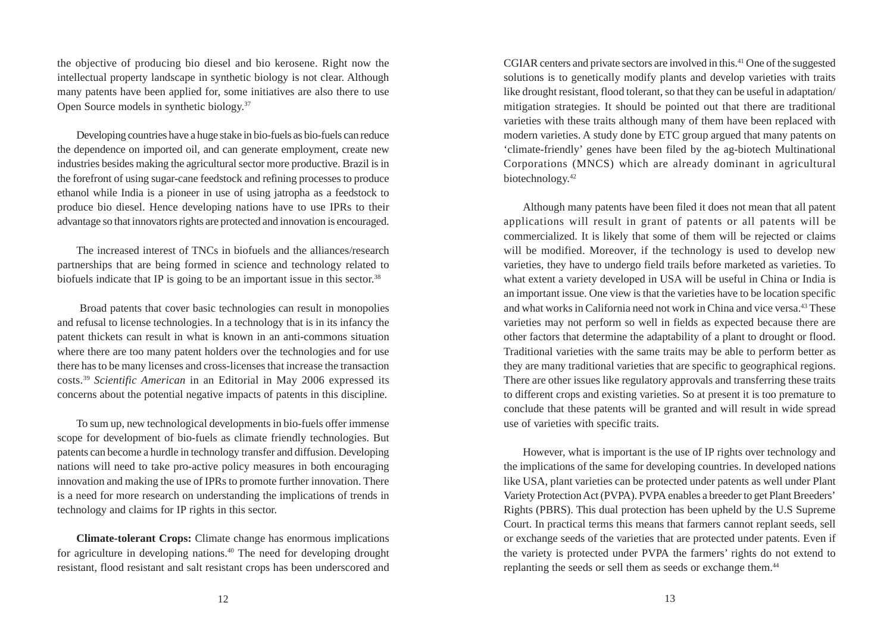the objective of producing bio diesel and bio kerosene. Right now the intellectual property landscape in synthetic biology is not clear. Although many patents have been applied for, some initiatives are also there to use Open Source models in synthetic biology.[37]

Developing countries have a huge stake in bio-fuels as bio-fuels can reduce the dependence on imported oil, and can generate employment, create new industries besides making the agricultural sector more productive. Brazil is in the forefront of using sugar-cane feedstock and refining processes to produce ethanol while India is a pioneer in use of using jatropha as a feedstock to produce bio diesel. Hence developing nations have to use IPRs to their advantage so that innovators rights are protected and innovation is encouraged.

The increased interest of TNCs in biofuels and the alliances/research partnerships that are being formed in science and technology related to biofuels indicate that IP is going to be an important issue in this sector.[38]

Broad patents that cover basic technologies can result in monopolies and refusal to license technologies. In a technology that is in its infancy the patent thickets can result in what is known in an anti-commons situation where there are too many patent holders over the technologies and for use there has to be many licenses and cross-licenses that increase the transaction costs.[39] *Scientific American* in an Editorial in May 2006 expressed its concerns about the potential negative impacts of patents in this discipline.

To sum up, new technological developments in bio-fuels offer immense scope for development of bio-fuels as climate friendly technologies. But patents can become a hurdle in technology transfer and diffusion. Developing nations will need to take pro-active policy measures in both encouraging innovation and making the use of IPRs to promote further innovation. There is a need for more research on understanding the implications of trends in technology and claims for IP rights in this sector.

**Climate-tolerant Crops:** Climate change has enormous implications for agriculture in developing nations.[40] The need for developing drought resistant, flood resistant and salt resistant crops has been underscored and CGIAR centers and private sectors are involved in this.[41] One of the suggested solutions is to genetically modify plants and develop varieties with traits like drought resistant, flood tolerant, so that they can be useful in adaptation/ mitigation strategies. It should be pointed out that there are traditional varieties with these traits although many of them have been replaced with modern varieties. A study done by ETC group argued that many patents on 'climate-friendly' genes have been filed by the ag-biotech Multinational Corporations (MNCS) which are already dominant in agricultural biotechnology.[42]

Although many patents have been filed it does not mean that all patent applications will result in grant of patents or all patents will be commercialized. It is likely that some of them will be rejected or claims will be modified. Moreover, if the technology is used to develop new varieties, they have to undergo field trails before marketed as varieties. To what extent a variety developed in USA will be useful in China or India is an important issue. One view is that the varieties have to be location specific and what works in California need not work in China and vice versa.[43] These varieties may not perform so well in fields as expected because there are other factors that determine the adaptability of a plant to drought or flood. Traditional varieties with the same traits may be able to perform better as they are many traditional varieties that are specific to geographical regions. There are other issues like regulatory approvals and transferring these traits to different crops and existing varieties. So at present it is too premature to conclude that these patents will be granted and will result in wide spread use of varieties with specific traits.

However, what is important is the use of IP rights over technology and the implications of the same for developing countries. In developed nations like USA, plant varieties can be protected under patents as well under Plant Variety Protection Act (PVPA). PVPA enables a breeder to get Plant Breeders' Rights (PBRS). This dual protection has been upheld by the U.S Supreme Court. In practical terms this means that farmers cannot replant seeds, sell or exchange seeds of the varieties that are protected under patents. Even if the variety is protected under PVPA the farmers' rights do not extend to replanting the seeds or sell them as seeds or exchange them.[44]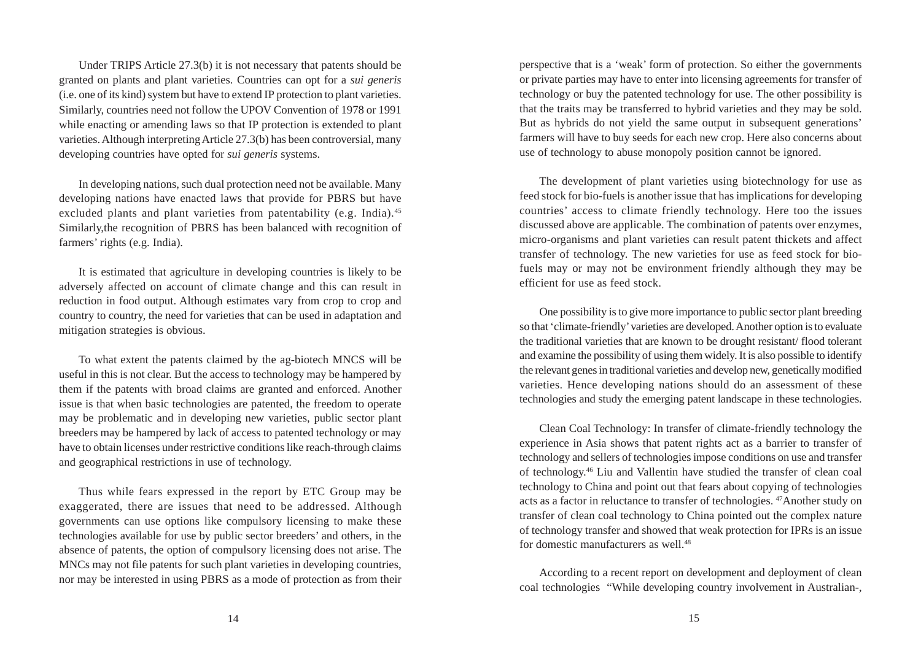Under TRIPS Article 27.3(b) it is not necessary that patents should be granted on plants and plant varieties. Countries can opt for a *sui generis* (i.e. one of its kind) system but have to extend IP protection to plant varieties. Similarly, countries need not follow the UPOV Convention of 1978 or 1991 while enacting or amending laws so that IP protection is extended to plant varieties. Although interpreting Article 27.3(b) has been controversial, many developing countries have opted for *sui generis* systems.

In developing nations, such dual protection need not be available. Many developing nations have enacted laws that provide for PBRS but have excluded plants and plant varieties from patentability (e.g. India).[45] Similarly,the recognition of PBRS has been balanced with recognition of farmers' rights (e.g. India).

It is estimated that agriculture in developing countries is likely to be adversely affected on account of climate change and this can result in reduction in food output. Although estimates vary from crop to crop and country to country, the need for varieties that can be used in adaptation and mitigation strategies is obvious.

To what extent the patents claimed by the ag-biotech MNCS will be useful in this is not clear. But the access to technology may be hampered by them if the patents with broad claims are granted and enforced. Another issue is that when basic technologies are patented, the freedom to operate may be problematic and in developing new varieties, public sector plant breeders may be hampered by lack of access to patented technology or may have to obtain licenses under restrictive conditions like reach-through claims and geographical restrictions in use of technology.

Thus while fears expressed in the report by ETC Group may be exaggerated, there are issues that need to be addressed. Although governments can use options like compulsory licensing to make these technologies available for use by public sector breeders' and others, in the absence of patents, the option of compulsory licensing does not arise. The MNCs may not file patents for such plant varieties in developing countries, nor may be interested in using PBRS as a mode of protection as from their perspective that is a 'weak' form of protection. So either the governments or private parties may have to enter into licensing agreements for transfer of technology or buy the patented technology for use. The other possibility is that the traits may be transferred to hybrid varieties and they may be sold. But as hybrids do not yield the same output in subsequent generations' farmers will have to buy seeds for each new crop. Here also concerns about use of technology to abuse monopoly position cannot be ignored.

The development of plant varieties using biotechnology for use as feed stock for bio-fuels is another issue that has implications for developing countries' access to climate friendly technology. Here too the issues discussed above are applicable. The combination of patents over enzymes, micro-organisms and plant varieties can result patent thickets and affect transfer of technology. The new varieties for use as feed stock for bio-fuels may or may not be environment friendly although they may be efficient for use as feed stock.

One possibility is to give more importance to public sector plant breeding so that 'climate-friendly' varieties are developed. Another option is to evaluate the traditional varieties that are known to be drought resistant/ flood tolerant and examine the possibility of using them widely. It is also possible to identify the relevant genes in traditional varieties and develop new, genetically modified varieties. Hence developing nations should do an assessment of these technologies and study the emerging patent landscape in these technologies.

Clean Coal Technology: In transfer of climate-friendly technology the experience in Asia shows that patent rights act as a barrier to transfer of technology and sellers of technologies impose conditions on use and transfer of technology.[46] Liu and Vallentin have studied the transfer of clean coal technology to China and point out that fears about copying of technologies acts as a factor in reluctance to transfer of technologies. [47]Another study on transfer of clean coal technology to China pointed out the complex nature of technology transfer and showed that weak protection for IPRs is an issue for domestic manufacturers as well.[48]

According to a recent report on development and deployment of clean coal technologies "While developing country involvement in Australian-,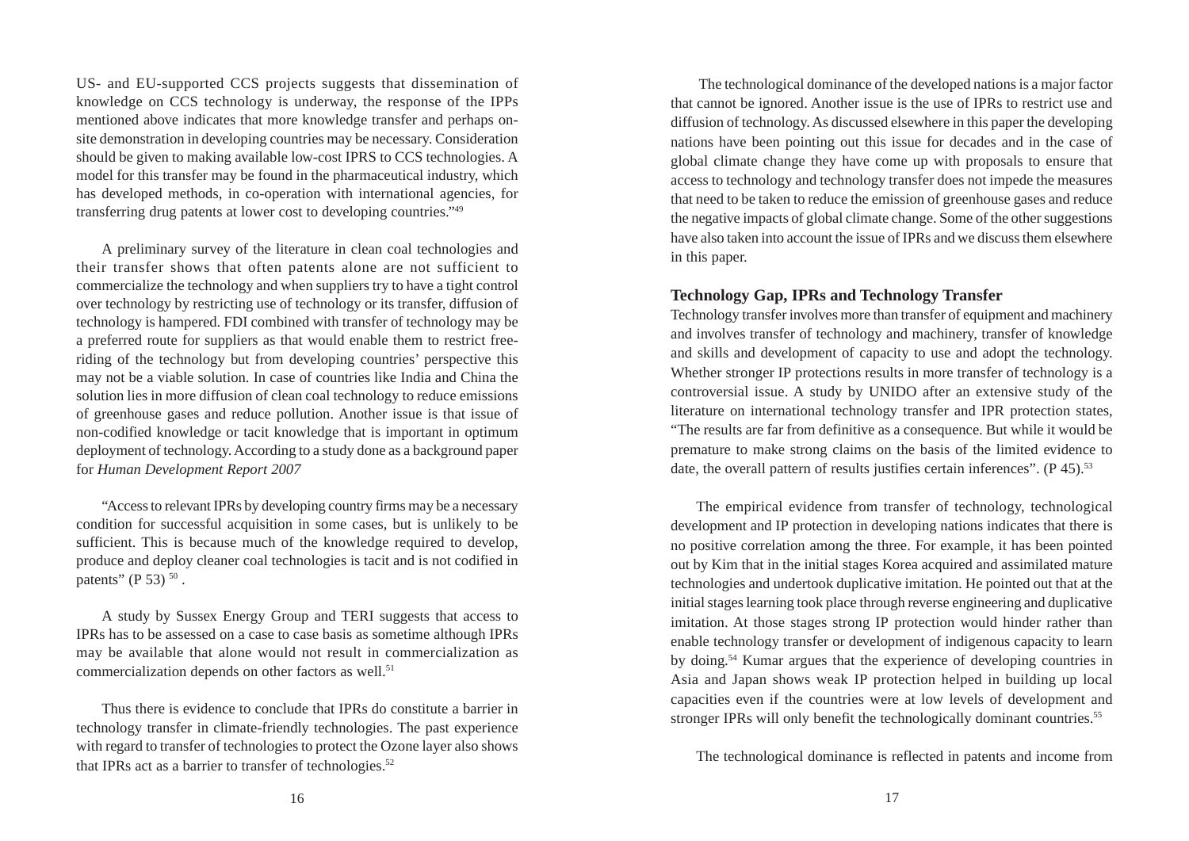US- and EU-supported CCS projects suggests that dissemination of knowledge on CCS technology is underway, the response of the IPPs mentioned above indicates that more knowledge transfer and perhaps on-site demonstration in developing countries may be necessary. Consideration should be given to making available low-cost IPRS to CCS technologies. A model for this transfer may be found in the pharmaceutical industry, which has developed methods, in co-operation with international agencies, for transferring drug patents at lower cost to developing countries."[49]

A preliminary survey of the literature in clean coal technologies and their transfer shows that often patents alone are not sufficient to commercialize the technology and when suppliers try to have a tight control over technology by restricting use of technology or its transfer, diffusion of technology is hampered. FDI combined with transfer of technology may be a preferred route for suppliers as that would enable them to restrict free-riding of the technology but from developing countries' perspective this may not be a viable solution. In case of countries like India and China the solution lies in more diffusion of clean coal technology to reduce emissions of greenhouse gases and reduce pollution. Another issue is that issue of non-codified knowledge or tacit knowledge that is important in optimum deployment of technology. According to a study done as a background paper for *Human Development Report 2007*

"Access to relevant IPRs by developing country firms may be a necessary condition for successful acquisition in some cases, but is unlikely to be sufficient. This is because much of the knowledge required to develop, produce and deploy cleaner coal technologies is tacit and is not codified in patents" (P 53) [50] .

A study by Sussex Energy Group and TERI suggests that access to IPRs has to be assessed on a case to case basis as sometime although IPRs may be available that alone would not result in commercialization as commercialization depends on other factors as well.[51]

Thus there is evidence to conclude that IPRs do constitute a barrier in technology transfer in climate-friendly technologies. The past experience with regard to transfer of technologies to protect the Ozone layer also shows that IPRs act as a barrier to transfer of technologies.[52]

The technological dominance of the developed nations is a major factor that cannot be ignored. Another issue is the use of IPRs to restrict use and diffusion of technology. As discussed elsewhere in this paper the developing nations have been pointing out this issue for decades and in the case of global climate change they have come up with proposals to ensure that access to technology and technology transfer does not impede the measures that need to be taken to reduce the emission of greenhouse gases and reduce the negative impacts of global climate change. Some of the other suggestions have also taken into account the issue of IPRs and we discuss them elsewhere in this paper.

## Technology Gap, IPRs and Technology Transfer

Technology transfer involves more than transfer of equipment and machinery and involves transfer of technology and machinery, transfer of knowledge and skills and development of capacity to use and adopt the technology. Whether stronger IP protections results in more transfer of technology is a controversial issue. A study by UNIDO after an extensive study of the literature on international technology transfer and IPR protection states, "The results are far from definitive as a consequence. But while it would be premature to make strong claims on the basis of the limited evidence to date, the overall pattern of results justifies certain inferences". (P 45).[53]

The empirical evidence from transfer of technology, technological development and IP protection in developing nations indicates that there is no positive correlation among the three. For example, it has been pointed out by Kim that in the initial stages Korea acquired and assimilated mature technologies and undertook duplicative imitation. He pointed out that at the initial stages learning took place through reverse engineering and duplicative imitation. At those stages strong IP protection would hinder rather than enable technology transfer or development of indigenous capacity to learn by doing.[54] Kumar argues that the experience of developing countries in Asia and Japan shows weak IP protection helped in building up local capacities even if the countries were at low levels of development and stronger IPRs will only benefit the technologically dominant countries.[55]

The technological dominance is reflected in patents and income from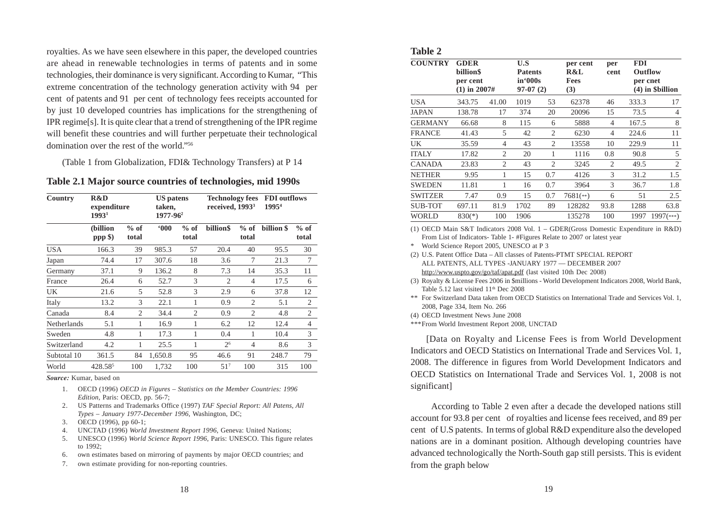royalties. As we have seen elsewhere in this paper, the developed countries are ahead in renewable technologies in terms of patents and in some technologies, their dominance is very significant. According to Kumar, "This extreme concentration of the technology generation activity with 94 per cent of patents and 91 per cent of technology fees receipts accounted for by just 10 developed countries has implications for the strengthening of IPR regime[s]. It is quite clear that a trend of strengthening of the IPR regime will benefit these countries and will further perpetuate their technological domination over the rest of the world."[56]

(Table 1 from Globalization, FDI& Technology Transfers) at P 14

**Table 2.1 Major source countries of technologies, mid 1990s**

| Country | R&D expenditure 1993[1] | | US patens taken, 1977-96[2] | | Technology fees received, 1993[3] | | FDI outflows 1995[4] | |
|---|---|---|---|---|---|---|---|---|
| | (billion ppp $) | % of total | '000 | % of total | billion$ | % of total | billion $ | % of total |
| USA | 166.3 | 39 | 985.3 | 57 | 20.4 | 40 | 95.5 | 30 |
| Japan | 74.4 | 17 | 307.6 | 18 | 3.6 | 7 | 21.3 | 7 |
| Germany | 37.1 | 9 | 136.2 | 8 | 7.3 | 14 | 35.3 | 11 |
| France | 26.4 | 6 | 52.7 | 3 | 2 | 4 | 17.5 | 6 |
| UK | 21.6 | 5 | 52.8 | 3 | 2.9 | 6 | 37.8 | 12 |
| Italy | 13.2 | 3 | 22.1 | 1 | 0.9 | 2 | 5.1 | 2 |
| Canada | 8.4 | 2 | 34.4 | 2 | 0.9 | 2 | 4.8 | 2 |
| Netherlands | 5.1 | 1 | 16.9 | 1 | 6.2 | 12 | 12.4 | 4 |
| Sweden | 4.8 | 1 | 17.3 | 1 | 0.4 | 1 | 10.4 | 3 |
| Switzerland | 4.2 | 1 | 25.5 | 1 | 2[6] | 4 | 8.6 | 3 |
| Subtotal 10 | 361.5 | 84 | 1,650.8 | 95 | 46.6 | 91 | 248.7 | 79 |
| World | 428.58[5] | 100 | 1,732 | 100 | 51[7] | 100 | 315 | 100 |

***Source:*** Kumar, based on

1. OECD (1996) *OECD in Figures – Statistics on the Member Countries: 1996 Edition*, Paris: OECD, pp. 56-7;
2. US Patterns and Trademarks Office (1997) *TAF Special Report: All Patens, All Types – January 1977-December 1996*, Washington, DC;
3. OECD (1996), pp 60-1;
4. UNCTAD (1996) *World Investment Report 1996*, Geneva: United Nations;
5. UNESCO (1996) *World Science Report 1996*, Paris: UNESCO. This figure relates to 1992;
6. own estimates based on mirroring of payments by major OECD countries; and
7. own estimate providing for non-reporting countries.

**Table 2**

| COUNTRY | GDER billion$ per cent (1) in 2007# | | U.S Patents in'000s 97-07 (2) | | per cent R&L Fees (3) | per cent | FDI Outflow per cnet (4) in $billion | |
|---|---|---|---|---|---|---|---|---|
| USA | 343.75 | 41.00 | 1019 | 53 | 62378 | 46 | 333.3 | 17 |
| JAPAN | 138.78 | 17 | 374 | 20 | 20096 | 15 | 73.5 | 4 |
| GERMANY | 66.68 | 8 | 115 | 6 | 5888 | 4 | 167.5 | 8 |
| FRANCE | 41.43 | 5 | 42 | 2 | 6230 | 4 | 224.6 | 11 |
| UK | 35.59 | 4 | 43 | 2 | 13558 | 10 | 229.9 | 11 |
| ITALY | 17.82 | 2 | 20 | 1 | 1116 | 0.8 | 90.8 | 5 |
| CANADA | 23.83 | 2 | 43 | 2 | 3245 | 2 | 49.5 | 2 |
| NETHER | 9.95 | 1 | 15 | 0.7 | 4126 | 3 | 31.2 | 1.5 |
| SWEDEN | 11.81 | 1 | 16 | 0.7 | 3964 | 3 | 36.7 | 1.8 |
| SWITZER | 7.47 | 0.9 | 15 | 0.7 | 7681(**) | 6 | 51 | 2.5 |
| SUB-TOT | 697.11 | 81.9 | 1702 | 89 | 128282 | 93.8 | 1288 | 63.8 |
| WORLD | 830(*) | 100 | 1906 | | 135278 | 100 | 1997 | 1997(***) |

(1) OECD Main S&T Indicators 2008 Vol. 1 – GDER(Gross Domestic Expenditure in R&D) From List of Indicators- Table 1- #Figures Relate to 2007 or latest year

\* World Science Report 2005, UNESCO at P 3

(2) U.S. Patent Office Data – All classes of Patents-PTMT SPECIAL REPORT ALL PATENTS, ALL TYPES -JANUARY 1977 — DECEMBER 2007 http://www.uspto.gov/go/taf/apat.pdf (last visited 10th Dec 2008)

(3) Royalty & License Fees 2006 in $millions - World Development Indicators 2008, World Bank, Table 5.12 last visited 11th Dec 2008

\*\* For Switzerland Data taken from OECD Statistics on International Trade and Services Vol. 1, 2008, Page 334, Item No. 266

(4) OECD Investment News June 2008

\*\*\*From World Investment Report 2008, UNCTAD

[Data on Royalty and License Fees is from World Development Indicators and OECD Statistics on International Trade and Services Vol. 1, 2008. The difference in figures from World Development Indicators and OECD Statistics on International Trade and Services Vol. 1, 2008 is not significant]

According to Table 2 even after a decade the developed nations still account for 93.8 per cent of royalties and license fees received, and 89 per cent of U.S patents. In terms of global R&D expenditure also the developed nations are in a dominant position. Although developing countries have advanced technologically the North-South gap still persists. This is evident from the graph below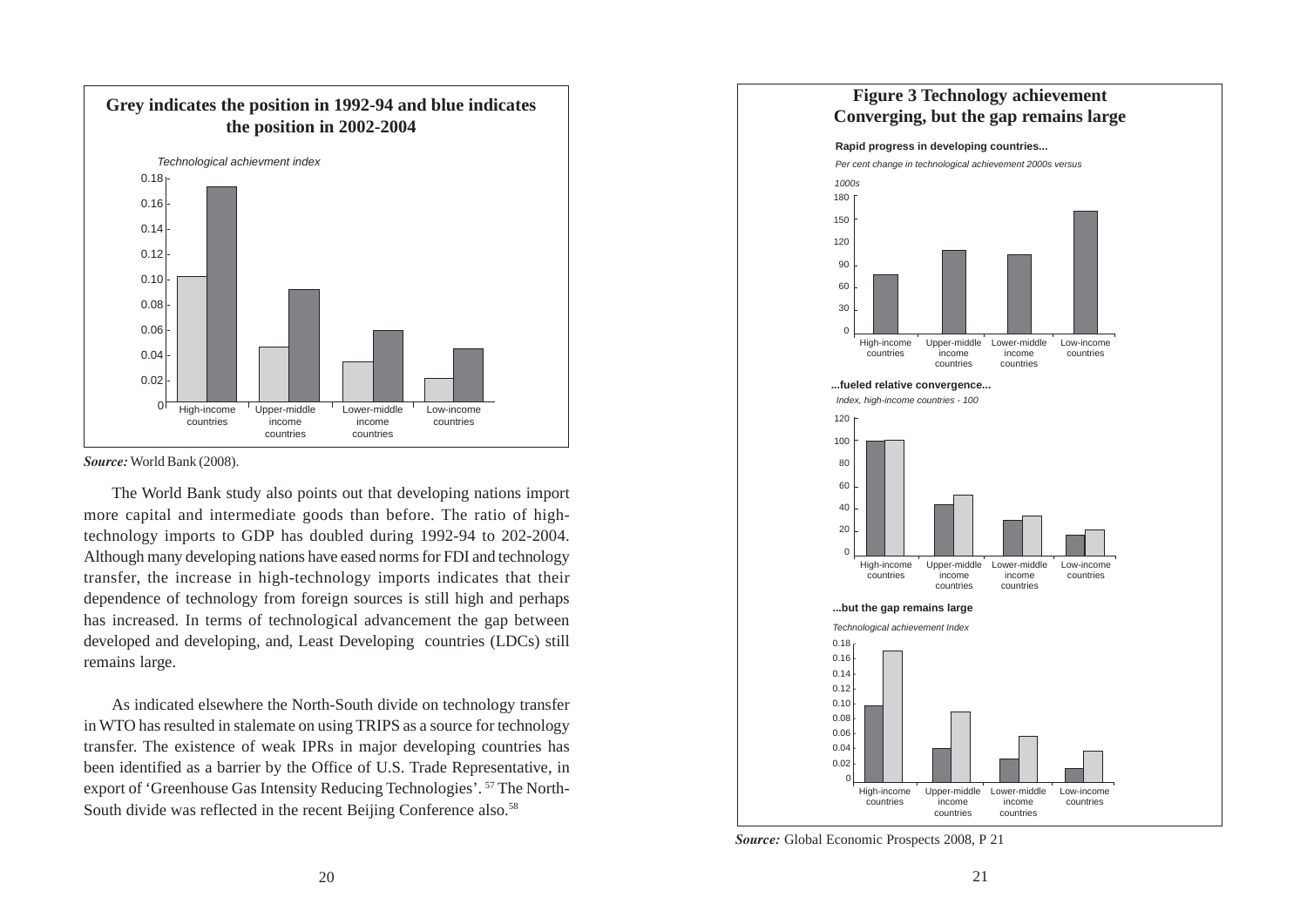**Grey indicates the position in 1992-94 and blue indicates the position in 2002-2004**

*Source:* World Bank (2008).

The World Bank study also points out that developing nations import more capital and intermediate goods than before. The ratio of high-technology imports to GDP has doubled during 1992-94 to 202-2004. Although many developing nations have eased norms for FDI and technology transfer, the increase in high-technology imports indicates that their dependence of technology from foreign sources is still high and perhaps has increased. In terms of technological advancement the gap between developed and developing, and, Least Developing countries (LDCs) still remains large.

As indicated elsewhere the North-South divide on technology transfer in WTO has resulted in stalemate on using TRIPS as a source for technology transfer. The existence of weak IPRs in major developing countries has been identified as a barrier by the Office of U.S. Trade Representative, in export of 'Greenhouse Gas Intensity Reducing Technologies'. [57] The North-South divide was reflected in the recent Beijing Conference also.[58]

**Figure 3 Technology achievement Converging, but the gap remains large**

*Source:* Global Economic Prospects 2008, P 21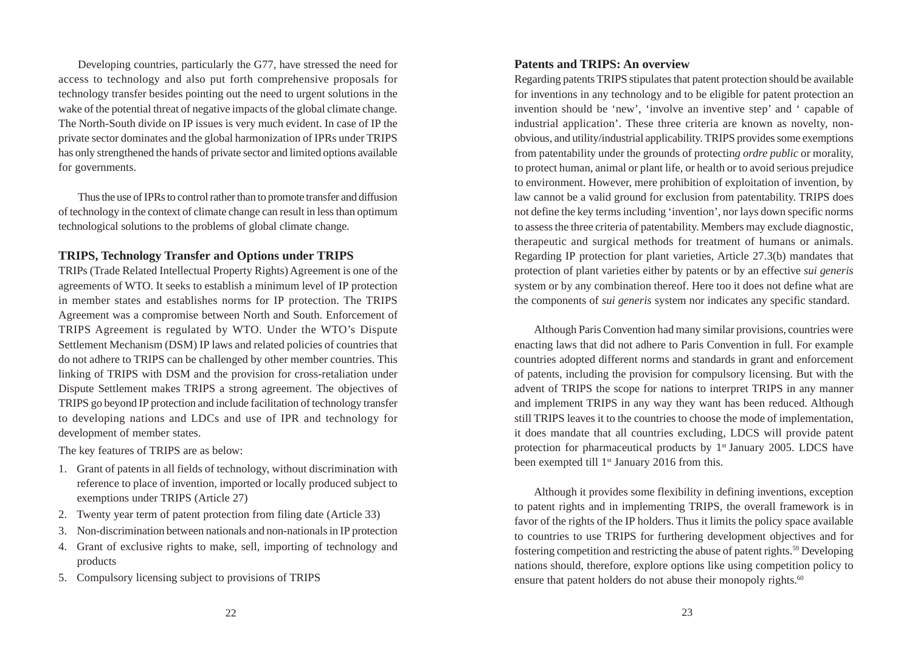Developing countries, particularly the G77, have stressed the need for access to technology and also put forth comprehensive proposals for technology transfer besides pointing out the need to urgent solutions in the wake of the potential threat of negative impacts of the global climate change. The North-South divide on IP issues is very much evident. In case of IP the private sector dominates and the global harmonization of IPRs under TRIPS has only strengthened the hands of private sector and limited options available for governments.

Thus the use of IPRs to control rather than to promote transfer and diffusion of technology in the context of climate change can result in less than optimum technological solutions to the problems of global climate change.

## TRIPS, Technology Transfer and Options under TRIPS

TRIPs (Trade Related Intellectual Property Rights) Agreement is one of the agreements of WTO. It seeks to establish a minimum level of IP protection in member states and establishes norms for IP protection. The TRIPS Agreement was a compromise between North and South. Enforcement of TRIPS Agreement is regulated by WTO. Under the WTO's Dispute Settlement Mechanism (DSM) IP laws and related policies of countries that do not adhere to TRIPS can be challenged by other member countries. This linking of TRIPS with DSM and the provision for cross-retaliation under Dispute Settlement makes TRIPS a strong agreement. The objectives of TRIPS go beyond IP protection and include facilitation of technology transfer to developing nations and LDCs and use of IPR and technology for development of member states.

The key features of TRIPS are as below:

1. Grant of patents in all fields of technology, without discrimination with reference to place of invention, imported or locally produced subject to exemptions under TRIPS (Article 27)
2. Twenty year term of patent protection from filing date (Article 33)
3. Non-discrimination between nationals and non-nationals in IP protection
4. Grant of exclusive rights to make, sell, importing of technology and products
5. Compulsory licensing subject to provisions of TRIPS

## Patents and TRIPS: An overview

Regarding patents TRIPS stipulates that patent protection should be available for inventions in any technology and to be eligible for patent protection an invention should be 'new', 'involve an inventive step' and ' capable of industrial application'. These three criteria are known as novelty, non-obvious, and utility/industrial applicability. TRIPS provides some exemptions from patentability under the grounds of protecting *ordre public* or morality, to protect human, animal or plant life, or health or to avoid serious prejudice to environment. However, mere prohibition of exploitation of invention, by law cannot be a valid ground for exclusion from patentability. TRIPS does not define the key terms including 'invention', nor lays down specific norms to assess the three criteria of patentability. Members may exclude diagnostic, therapeutic and surgical methods for treatment of humans or animals. Regarding IP protection for plant varieties, Article 27.3(b) mandates that protection of plant varieties either by patents or by an effective *sui generis* system or by any combination thereof. Here too it does not define what are the components of *sui generis* system nor indicates any specific standard.

Although Paris Convention had many similar provisions, countries were enacting laws that did not adhere to Paris Convention in full. For example countries adopted different norms and standards in grant and enforcement of patents, including the provision for compulsory licensing. But with the advent of TRIPS the scope for nations to interpret TRIPS in any manner and implement TRIPS in any way they want has been reduced. Although still TRIPS leaves it to the countries to choose the mode of implementation, it does mandate that all countries excluding, LDCS will provide patent protection for pharmaceutical products by 1st January 2005. LDCS have been exempted till 1st January 2016 from this.

Although it provides some flexibility in defining inventions, exception to patent rights and in implementing TRIPS, the overall framework is in favor of the rights of the IP holders. Thus it limits the policy space available to countries to use TRIPS for furthering development objectives and for fostering competition and restricting the abuse of patent rights.[59] Developing nations should, therefore, explore options like using competition policy to ensure that patent holders do not abuse their monopoly rights.[60]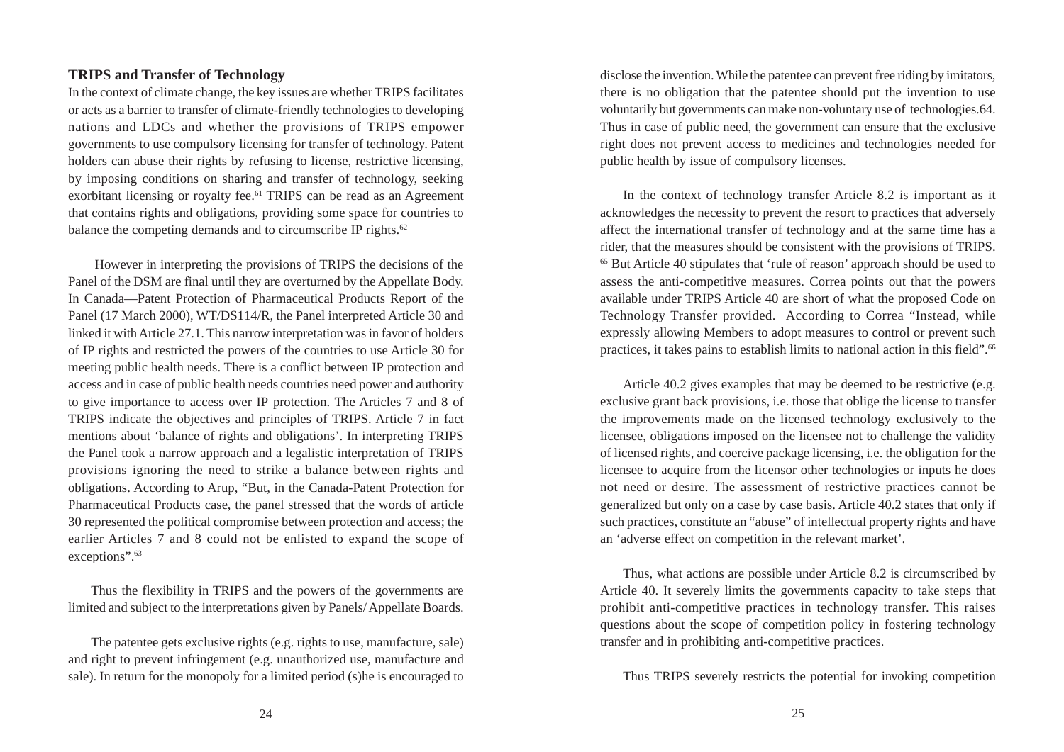### TRIPS and Transfer of Technology

In the context of climate change, the key issues are whether TRIPS facilitates or acts as a barrier to transfer of climate-friendly technologies to developing nations and LDCs and whether the provisions of TRIPS empower governments to use compulsory licensing for transfer of technology. Patent holders can abuse their rights by refusing to license, restrictive licensing, by imposing conditions on sharing and transfer of technology, seeking exorbitant licensing or royalty fee.[61] TRIPS can be read as an Agreement that contains rights and obligations, providing some space for countries to balance the competing demands and to circumscribe IP rights.[62]

However in interpreting the provisions of TRIPS the decisions of the Panel of the DSM are final until they are overturned by the Appellate Body. In Canada—Patent Protection of Pharmaceutical Products Report of the Panel (17 March 2000), WT/DS114/R, the Panel interpreted Article 30 and linked it with Article 27.1. This narrow interpretation was in favor of holders of IP rights and restricted the powers of the countries to use Article 30 for meeting public health needs. There is a conflict between IP protection and access and in case of public health needs countries need power and authority to give importance to access over IP protection. The Articles 7 and 8 of TRIPS indicate the objectives and principles of TRIPS. Article 7 in fact mentions about 'balance of rights and obligations'. In interpreting TRIPS the Panel took a narrow approach and a legalistic interpretation of TRIPS provisions ignoring the need to strike a balance between rights and obligations. According to Arup, "But, in the Canada-Patent Protection for Pharmaceutical Products case, the panel stressed that the words of article 30 represented the political compromise between protection and access; the earlier Articles 7 and 8 could not be enlisted to expand the scope of exceptions".[63]

Thus the flexibility in TRIPS and the powers of the governments are limited and subject to the interpretations given by Panels/ Appellate Boards.

The patentee gets exclusive rights (e.g. rights to use, manufacture, sale) and right to prevent infringement (e.g. unauthorized use, manufacture and sale). In return for the monopoly for a limited period (s)he is encouraged to disclose the invention. While the patentee can prevent free riding by imitators, there is no obligation that the patentee should put the invention to use voluntarily but governments can make non-voluntary use of technologies.64. Thus in case of public need, the government can ensure that the exclusive right does not prevent access to medicines and technologies needed for public health by issue of compulsory licenses.

In the context of technology transfer Article 8.2 is important as it acknowledges the necessity to prevent the resort to practices that adversely affect the international transfer of technology and at the same time has a rider, that the measures should be consistent with the provisions of TRIPS.[65] But Article 40 stipulates that 'rule of reason' approach should be used to assess the anti-competitive measures. Correa points out that the powers available under TRIPS Article 40 are short of what the proposed Code on Technology Transfer provided. According to Correa "Instead, while expressly allowing Members to adopt measures to control or prevent such practices, it takes pains to establish limits to national action in this field".[66]

Article 40.2 gives examples that may be deemed to be restrictive (e.g. exclusive grant back provisions, i.e. those that oblige the license to transfer the improvements made on the licensed technology exclusively to the licensee, obligations imposed on the licensee not to challenge the validity of licensed rights, and coercive package licensing, i.e. the obligation for the licensee to acquire from the licensor other technologies or inputs he does not need or desire. The assessment of restrictive practices cannot be generalized but only on a case by case basis. Article 40.2 states that only if such practices, constitute an "abuse" of intellectual property rights and have an 'adverse effect on competition in the relevant market'.

Thus, what actions are possible under Article 8.2 is circumscribed by Article 40. It severely limits the governments capacity to take steps that prohibit anti-competitive practices in technology transfer. This raises questions about the scope of competition policy in fostering technology transfer and in prohibiting anti-competitive practices.

Thus TRIPS severely restricts the potential for invoking competition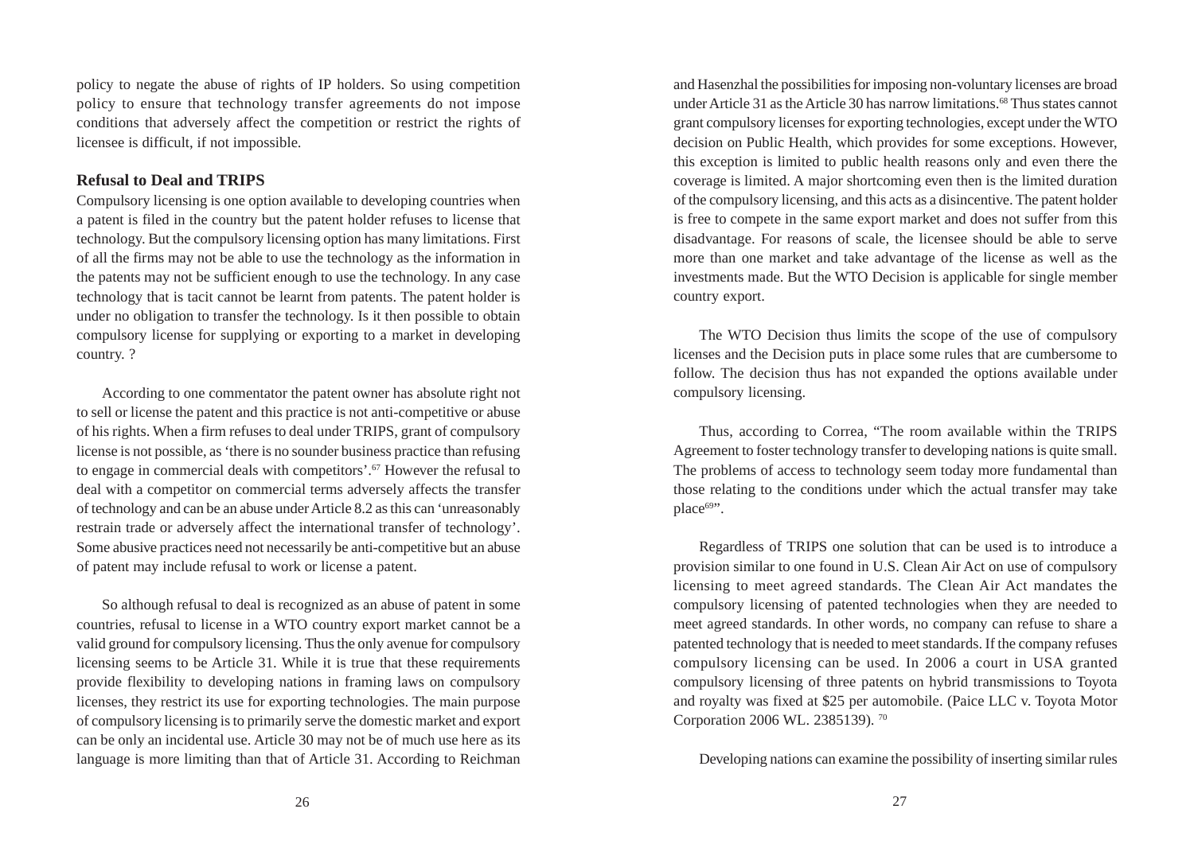policy to negate the abuse of rights of IP holders. So using competition policy to ensure that technology transfer agreements do not impose conditions that adversely affect the competition or restrict the rights of licensee is difficult, if not impossible.

### Refusal to Deal and TRIPS

Compulsory licensing is one option available to developing countries when a patent is filed in the country but the patent holder refuses to license that technology. But the compulsory licensing option has many limitations. First of all the firms may not be able to use the technology as the information in the patents may not be sufficient enough to use the technology. In any case technology that is tacit cannot be learnt from patents. The patent holder is under no obligation to transfer the technology. Is it then possible to obtain compulsory license for supplying or exporting to a market in developing country. ?

According to one commentator the patent owner has absolute right not to sell or license the patent and this practice is not anti-competitive or abuse of his rights. When a firm refuses to deal under TRIPS, grant of compulsory license is not possible, as 'there is no sounder business practice than refusing to engage in commercial deals with competitors'.[67] However the refusal to deal with a competitor on commercial terms adversely affects the transfer of technology and can be an abuse under Article 8.2 as this can 'unreasonably restrain trade or adversely affect the international transfer of technology'. Some abusive practices need not necessarily be anti-competitive but an abuse of patent may include refusal to work or license a patent.

So although refusal to deal is recognized as an abuse of patent in some countries, refusal to license in a WTO country export market cannot be a valid ground for compulsory licensing. Thus the only avenue for compulsory licensing seems to be Article 31. While it is true that these requirements provide flexibility to developing nations in framing laws on compulsory licenses, they restrict its use for exporting technologies. The main purpose of compulsory licensing is to primarily serve the domestic market and export can be only an incidental use. Article 30 may not be of much use here as its language is more limiting than that of Article 31. According to Reichman and Hasenzhal the possibilities for imposing non-voluntary licenses are broad under Article 31 as the Article 30 has narrow limitations.[68] Thus states cannot grant compulsory licenses for exporting technologies, except under the WTO decision on Public Health, which provides for some exceptions. However, this exception is limited to public health reasons only and even there the coverage is limited. A major shortcoming even then is the limited duration of the compulsory licensing, and this acts as a disincentive. The patent holder is free to compete in the same export market and does not suffer from this disadvantage. For reasons of scale, the licensee should be able to serve more than one market and take advantage of the license as well as the investments made. But the WTO Decision is applicable for single member country export.

The WTO Decision thus limits the scope of the use of compulsory licenses and the Decision puts in place some rules that are cumbersome to follow. The decision thus has not expanded the options available under compulsory licensing.

Thus, according to Correa, "The room available within the TRIPS Agreement to foster technology transfer to developing nations is quite small. The problems of access to technology seem today more fundamental than those relating to the conditions under which the actual transfer may take place[69]".

Regardless of TRIPS one solution that can be used is to introduce a provision similar to one found in U.S. Clean Air Act on use of compulsory licensing to meet agreed standards. The Clean Air Act mandates the compulsory licensing of patented technologies when they are needed to meet agreed standards. In other words, no company can refuse to share a patented technology that is needed to meet standards. If the company refuses compulsory licensing can be used. In 2006 a court in USA granted compulsory licensing of three patents on hybrid transmissions to Toyota and royalty was fixed at $25 per automobile. (Paice LLC v. Toyota Motor Corporation 2006 WL. 2385139). [70]

Developing nations can examine the possibility of inserting similar rules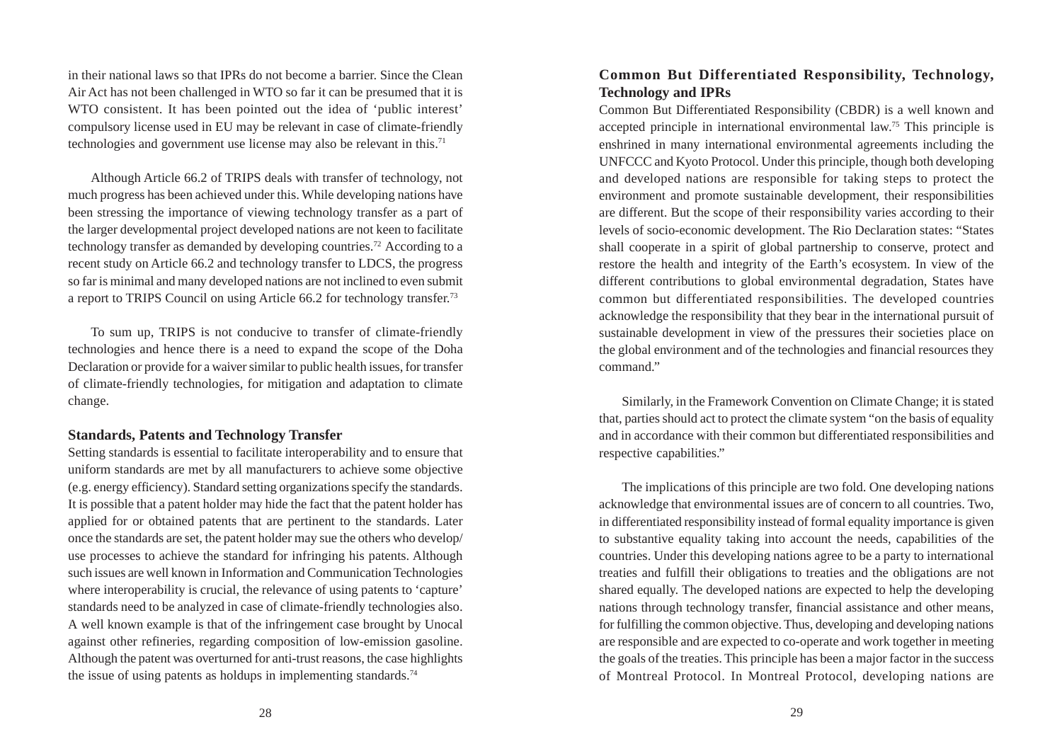in their national laws so that IPRs do not become a barrier. Since the Clean Air Act has not been challenged in WTO so far it can be presumed that it is WTO consistent. It has been pointed out the idea of 'public interest' compulsory license used in EU may be relevant in case of climate-friendly technologies and government use license may also be relevant in this.[71]

Although Article 66.2 of TRIPS deals with transfer of technology, not much progress has been achieved under this. While developing nations have been stressing the importance of viewing technology transfer as a part of the larger developmental project developed nations are not keen to facilitate technology transfer as demanded by developing countries.[72] According to a recent study on Article 66.2 and technology transfer to LDCS, the progress so far is minimal and many developed nations are not inclined to even submit a report to TRIPS Council on using Article 66.2 for technology transfer.[73]

To sum up, TRIPS is not conducive to transfer of climate-friendly technologies and hence there is a need to expand the scope of the Doha Declaration or provide for a waiver similar to public health issues, for transfer of climate-friendly technologies, for mitigation and adaptation to climate change.

## Standards, Patents and Technology Transfer

Setting standards is essential to facilitate interoperability and to ensure that uniform standards are met by all manufacturers to achieve some objective (e.g. energy efficiency). Standard setting organizations specify the standards. It is possible that a patent holder may hide the fact that the patent holder has applied for or obtained patents that are pertinent to the standards. Later once the standards are set, the patent holder may sue the others who develop/ use processes to achieve the standard for infringing his patents. Although such issues are well known in Information and Communication Technologies where interoperability is crucial, the relevance of using patents to 'capture' standards need to be analyzed in case of climate-friendly technologies also. A well known example is that of the infringement case brought by Unocal against other refineries, regarding composition of low-emission gasoline. Although the patent was overturned for anti-trust reasons, the case highlights the issue of using patents as holdups in implementing standards.[74]

## Common But Differentiated Responsibility, Technology, Technology and IPRs

Common But Differentiated Responsibility (CBDR) is a well known and accepted principle in international environmental law.[75] This principle is enshrined in many international environmental agreements including the UNFCCC and Kyoto Protocol. Under this principle, though both developing and developed nations are responsible for taking steps to protect the environment and promote sustainable development, their responsibilities are different. But the scope of their responsibility varies according to their levels of socio-economic development. The Rio Declaration states: "States shall cooperate in a spirit of global partnership to conserve, protect and restore the health and integrity of the Earth's ecosystem. In view of the different contributions to global environmental degradation, States have common but differentiated responsibilities. The developed countries acknowledge the responsibility that they bear in the international pursuit of sustainable development in view of the pressures their societies place on the global environment and of the technologies and financial resources they command."

Similarly, in the Framework Convention on Climate Change; it is stated that, parties should act to protect the climate system "on the basis of equality and in accordance with their common but differentiated responsibilities and respective capabilities."

The implications of this principle are two fold. One developing nations acknowledge that environmental issues are of concern to all countries. Two, in differentiated responsibility instead of formal equality importance is given to substantive equality taking into account the needs, capabilities of the countries. Under this developing nations agree to be a party to international treaties and fulfill their obligations to treaties and the obligations are not shared equally. The developed nations are expected to help the developing nations through technology transfer, financial assistance and other means, for fulfilling the common objective. Thus, developing and developing nations are responsible and are expected to co-operate and work together in meeting the goals of the treaties. This principle has been a major factor in the success of Montreal Protocol. In Montreal Protocol, developing nations are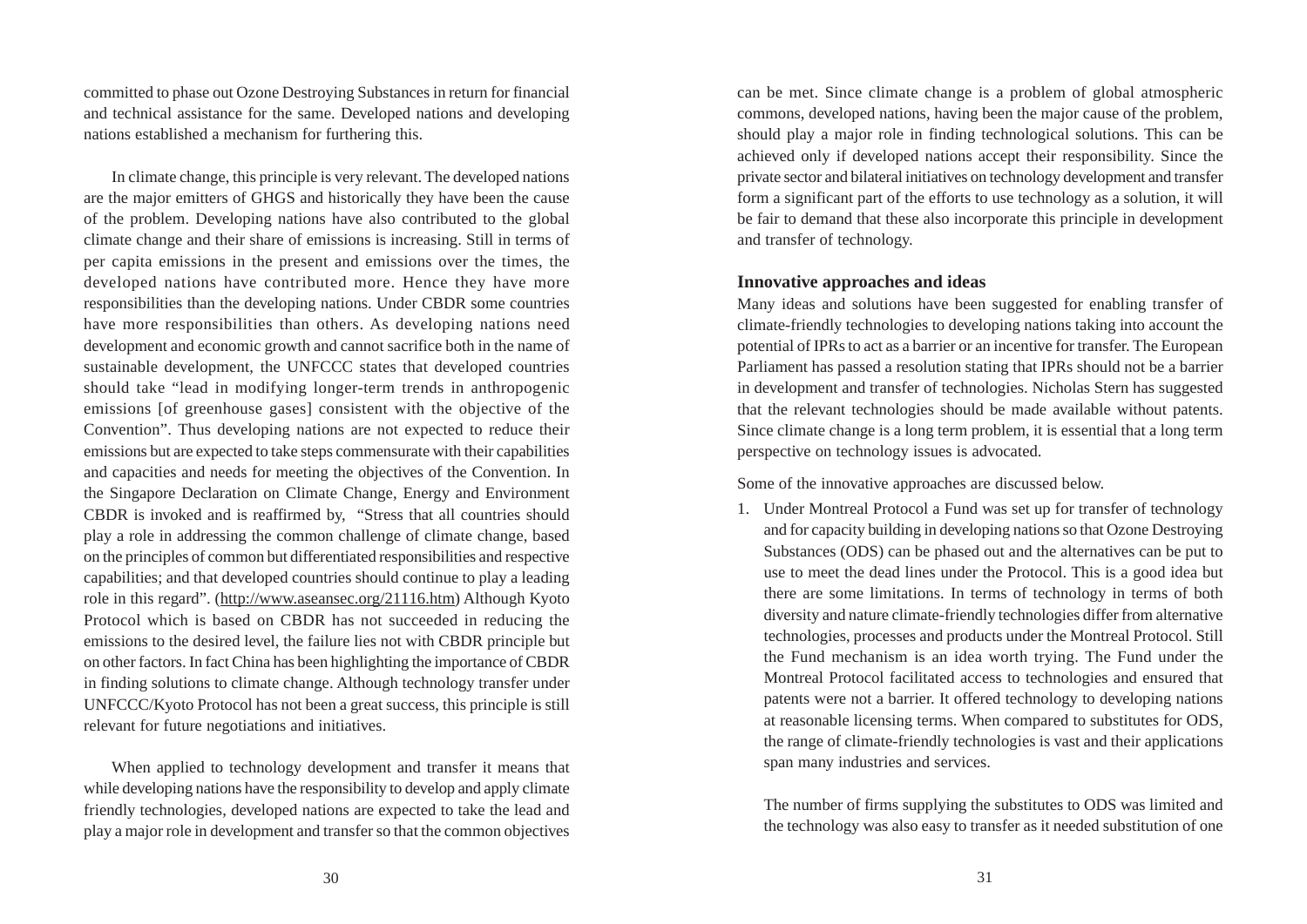committed to phase out Ozone Destroying Substances in return for financial and technical assistance for the same. Developed nations and developing nations established a mechanism for furthering this.

In climate change, this principle is very relevant. The developed nations are the major emitters of GHGS and historically they have been the cause of the problem. Developing nations have also contributed to the global climate change and their share of emissions is increasing. Still in terms of per capita emissions in the present and emissions over the times, the developed nations have contributed more. Hence they have more responsibilities than the developing nations. Under CBDR some countries have more responsibilities than others. As developing nations need development and economic growth and cannot sacrifice both in the name of sustainable development, the UNFCCC states that developed countries should take "lead in modifying longer-term trends in anthropogenic emissions [of greenhouse gases] consistent with the objective of the Convention". Thus developing nations are not expected to reduce their emissions but are expected to take steps commensurate with their capabilities and capacities and needs for meeting the objectives of the Convention. In the Singapore Declaration on Climate Change, Energy and Environment CBDR is invoked and is reaffirmed by, "Stress that all countries should play a role in addressing the common challenge of climate change, based on the principles of common but differentiated responsibilities and respective capabilities; and that developed countries should continue to play a leading role in this regard". (http://www.aseansec.org/21116.htm) Although Kyoto Protocol which is based on CBDR has not succeeded in reducing the emissions to the desired level, the failure lies not with CBDR principle but on other factors. In fact China has been highlighting the importance of CBDR in finding solutions to climate change. Although technology transfer under UNFCCC/Kyoto Protocol has not been a great success, this principle is still relevant for future negotiations and initiatives.

When applied to technology development and transfer it means that while developing nations have the responsibility to develop and apply climate friendly technologies, developed nations are expected to take the lead and play a major role in development and transfer so that the common objectives can be met. Since climate change is a problem of global atmospheric commons, developed nations, having been the major cause of the problem, should play a major role in finding technological solutions. This can be achieved only if developed nations accept their responsibility. Since the private sector and bilateral initiatives on technology development and transfer form a significant part of the efforts to use technology as a solution, it will be fair to demand that these also incorporate this principle in development and transfer of technology.

### Innovative approaches and ideas

Many ideas and solutions have been suggested for enabling transfer of climate-friendly technologies to developing nations taking into account the potential of IPRs to act as a barrier or an incentive for transfer. The European Parliament has passed a resolution stating that IPRs should not be a barrier in development and transfer of technologies. Nicholas Stern has suggested that the relevant technologies should be made available without patents. Since climate change is a long term problem, it is essential that a long term perspective on technology issues is advocated.

Some of the innovative approaches are discussed below.

1. Under Montreal Protocol a Fund was set up for transfer of technology and for capacity building in developing nations so that Ozone Destroying Substances (ODS) can be phased out and the alternatives can be put to use to meet the dead lines under the Protocol. This is a good idea but there are some limitations. In terms of technology in terms of both diversity and nature climate-friendly technologies differ from alternative technologies, processes and products under the Montreal Protocol. Still the Fund mechanism is an idea worth trying. The Fund under the Montreal Protocol facilitated access to technologies and ensured that patents were not a barrier. It offered technology to developing nations at reasonable licensing terms. When compared to substitutes for ODS, the range of climate-friendly technologies is vast and their applications span many industries and services.

   The number of firms supplying the substitutes to ODS was limited and the technology was also easy to transfer as it needed substitution of one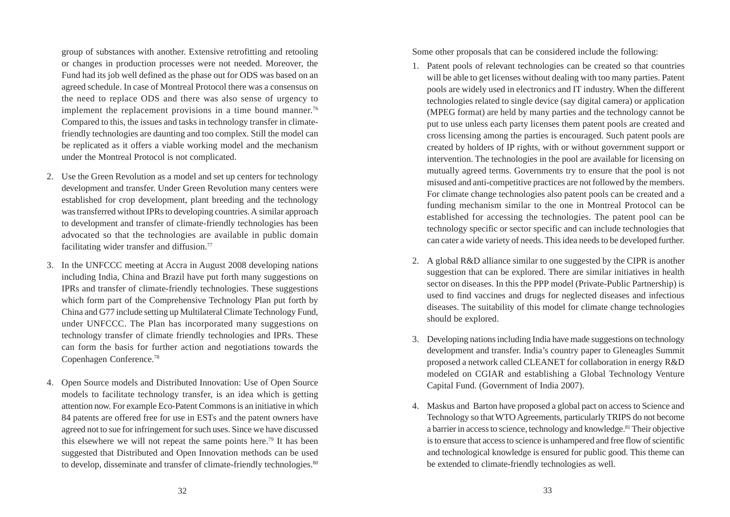group of substances with another. Extensive retrofitting and retooling or changes in production processes were not needed. Moreover, the Fund had its job well defined as the phase out for ODS was based on an agreed schedule. In case of Montreal Protocol there was a consensus on the need to replace ODS and there was also sense of urgency to implement the replacement provisions in a time bound manner.[76] Compared to this, the issues and tasks in technology transfer in climate-friendly technologies are daunting and too complex. Still the model can be replicated as it offers a viable working model and the mechanism under the Montreal Protocol is not complicated.

2. Use the Green Revolution as a model and set up centers for technology development and transfer. Under Green Revolution many centers were established for crop development, plant breeding and the technology was transferred without IPRs to developing countries. A similar approach to development and transfer of climate-friendly technologies has been advocated so that the technologies are available in public domain facilitating wider transfer and diffusion.[77]

3. In the UNFCCC meeting at Accra in August 2008 developing nations including India, China and Brazil have put forth many suggestions on IPRs and transfer of climate-friendly technologies. These suggestions which form part of the Comprehensive Technology Plan put forth by China and G77 include setting up Multilateral Climate Technology Fund, under UNFCCC. The Plan has incorporated many suggestions on technology transfer of climate friendly technologies and IPRs. These can form the basis for further action and negotiations towards the Copenhagen Conference.[78]

4. Open Source models and Distributed Innovation: Use of Open Source models to facilitate technology transfer, is an idea which is getting attention now. For example Eco-Patent Commons is an initiative in which 84 patents are offered free for use in ESTs and the patent owners have agreed not to sue for infringement for such uses. Since we have discussed this elsewhere we will not repeat the same points here.[79] It has been suggested that Distributed and Open Innovation methods can be used to develop, disseminate and transfer of climate-friendly technologies.[80]

Some other proposals that can be considered include the following:

1. Patent pools of relevant technologies can be created so that countries will be able to get licenses without dealing with too many parties. Patent pools are widely used in electronics and IT industry. When the different technologies related to single device (say digital camera) or application (MPEG format) are held by many parties and the technology cannot be put to use unless each party licenses them patent pools are created and cross licensing among the parties is encouraged. Such patent pools are created by holders of IP rights, with or without government support or intervention. The technologies in the pool are available for licensing on mutually agreed terms. Governments try to ensure that the pool is not misused and anti-competitive practices are not followed by the members. For climate change technologies also patent pools can be created and a funding mechanism similar to the one in Montreal Protocol can be established for accessing the technologies. The patent pool can be technology specific or sector specific and can include technologies that can cater a wide variety of needs. This idea needs to be developed further.

2. A global R&D alliance similar to one suggested by the CIPR is another suggestion that can be explored. There are similar initiatives in health sector on diseases. In this the PPP model (Private-Public Partnership) is used to find vaccines and drugs for neglected diseases and infectious diseases. The suitability of this model for climate change technologies should be explored.

3. Developing nations including India have made suggestions on technology development and transfer. India's country paper to Gleneagles Summit proposed a network called CLEANET for collaboration in energy R&D modeled on CGIAR and establishing a Global Technology Venture Capital Fund. (Government of India 2007).

4. Maskus and Barton have proposed a global pact on access to Science and Technology so that WTO Agreements, particularly TRIPS do not become a barrier in access to science, technology and knowledge.[81] Their objective is to ensure that access to science is unhampered and free flow of scientific and technological knowledge is ensured for public good. This theme can be extended to climate-friendly technologies as well.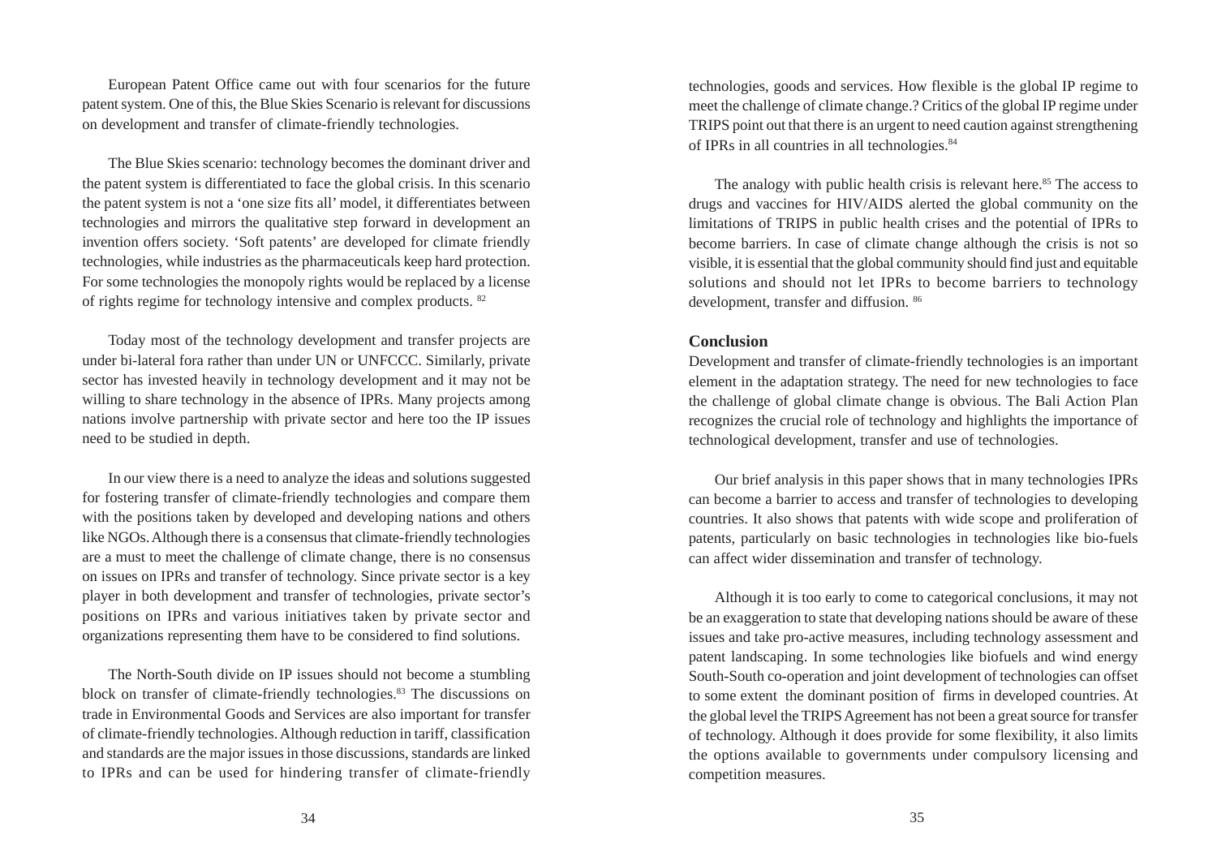European Patent Office came out with four scenarios for the future patent system. One of this, the Blue Skies Scenario is relevant for discussions on development and transfer of climate-friendly technologies.

The Blue Skies scenario: technology becomes the dominant driver and the patent system is differentiated to face the global crisis. In this scenario the patent system is not a 'one size fits all' model, it differentiates between technologies and mirrors the qualitative step forward in development an invention offers society. 'Soft patents' are developed for climate friendly technologies, while industries as the pharmaceuticals keep hard protection. For some technologies the monopoly rights would be replaced by a license of rights regime for technology intensive and complex products. [82]

Today most of the technology development and transfer projects are under bi-lateral fora rather than under UN or UNFCCC. Similarly, private sector has invested heavily in technology development and it may not be willing to share technology in the absence of IPRs. Many projects among nations involve partnership with private sector and here too the IP issues need to be studied in depth.

In our view there is a need to analyze the ideas and solutions suggested for fostering transfer of climate-friendly technologies and compare them with the positions taken by developed and developing nations and others like NGOs. Although there is a consensus that climate-friendly technologies are a must to meet the challenge of climate change, there is no consensus on issues on IPRs and transfer of technology. Since private sector is a key player in both development and transfer of technologies, private sector's positions on IPRs and various initiatives taken by private sector and organizations representing them have to be considered to find solutions.

The North-South divide on IP issues should not become a stumbling block on transfer of climate-friendly technologies.[83] The discussions on trade in Environmental Goods and Services are also important for transfer of climate-friendly technologies. Although reduction in tariff, classification and standards are the major issues in those discussions, standards are linked to IPRs and can be used for hindering transfer of climate-friendly technologies, goods and services. How flexible is the global IP regime to meet the challenge of climate change.? Critics of the global IP regime under TRIPS point out that there is an urgent to need caution against strengthening of IPRs in all countries in all technologies.[84]

The analogy with public health crisis is relevant here.[85] The access to drugs and vaccines for HIV/AIDS alerted the global community on the limitations of TRIPS in public health crises and the potential of IPRs to become barriers. In case of climate change although the crisis is not so visible, it is essential that the global community should find just and equitable solutions and should not let IPRs to become barriers to technology development, transfer and diffusion. [86]

## Conclusion

Development and transfer of climate-friendly technologies is an important element in the adaptation strategy. The need for new technologies to face the challenge of global climate change is obvious. The Bali Action Plan recognizes the crucial role of technology and highlights the importance of technological development, transfer and use of technologies.

Our brief analysis in this paper shows that in many technologies IPRs can become a barrier to access and transfer of technologies to developing countries. It also shows that patents with wide scope and proliferation of patents, particularly on basic technologies in technologies like bio-fuels can affect wider dissemination and transfer of technology.

Although it is too early to come to categorical conclusions, it may not be an exaggeration to state that developing nations should be aware of these issues and take pro-active measures, including technology assessment and patent landscaping. In some technologies like biofuels and wind energy South-South co-operation and joint development of technologies can offset to some extent the dominant position of firms in developed countries. At the global level the TRIPS Agreement has not been a great source for transfer of technology. Although it does provide for some flexibility, it also limits the options available to governments under compulsory licensing and competition measures.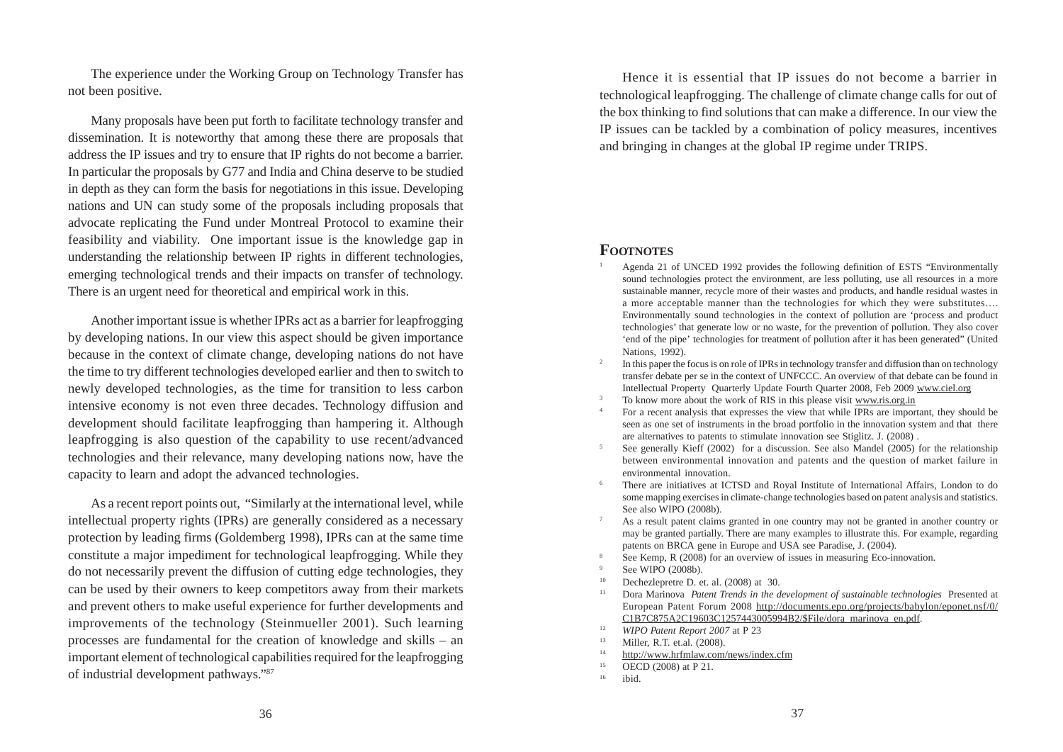The experience under the Working Group on Technology Transfer has not been positive.

Many proposals have been put forth to facilitate technology transfer and dissemination. It is noteworthy that among these there are proposals that address the IP issues and try to ensure that IP rights do not become a barrier. In particular the proposals by G77 and India and China deserve to be studied in depth as they can form the basis for negotiations in this issue. Developing nations and UN can study some of the proposals including proposals that advocate replicating the Fund under Montreal Protocol to examine their feasibility and viability. One important issue is the knowledge gap in understanding the relationship between IP rights in different technologies, emerging technological trends and their impacts on transfer of technology. There is an urgent need for theoretical and empirical work in this.

Another important issue is whether IPRs act as a barrier for leapfrogging by developing nations. In our view this aspect should be given importance because in the context of climate change, developing nations do not have the time to try different technologies developed earlier and then to switch to newly developed technologies, as the time for transition to less carbon intensive economy is not even three decades. Technology diffusion and development should facilitate leapfrogging than hampering it. Although leapfrogging is also question of the capability to use recent/advanced technologies and their relevance, many developing nations now, have the capacity to learn and adopt the advanced technologies.

As a recent report points out, "Similarly at the international level, while intellectual property rights (IPRs) are generally considered as a necessary protection by leading firms (Goldemberg 1998), IPRs can at the same time constitute a major impediment for technological leapfrogging. While they do not necessarily prevent the diffusion of cutting edge technologies, they can be used by their owners to keep competitors away from their markets and prevent others to make useful experience for further developments and improvements of the technology (Steinmueller 2001). Such learning processes are fundamental for the creation of knowledge and skills – an important element of technological capabilities required for the leapfrogging of industrial development pathways."[87]

Hence it is essential that IP issues do not become a barrier in technological leapfrogging. The challenge of climate change calls for out of the box thinking to find solutions that can make a difference. In our view the IP issues can be tackled by a combination of policy measures, incentives and bringing in changes at the global IP regime under TRIPS.

## Footnotes

1. Agenda 21 of UNCED 1992 provides the following definition of ESTS "Environmentally sound technologies protect the environment, are less polluting, use all resources in a more sustainable manner, recycle more of their wastes and products, and handle residual wastes in a more acceptable manner than the technologies for which they were substitutes…. Environmentally sound technologies in the context of pollution are 'process and product technologies' that generate low or no waste, for the prevention of pollution. They also cover 'end of the pipe' technologies for treatment of pollution after it has been generated" (United Nations, 1992).
2. In this paper the focus is on role of IPRs in technology transfer and diffusion than on technology transfer debate per se in the context of UNFCCC. An overview of that debate can be found in Intellectual Property Quarterly Update Fourth Quarter 2008, Feb 2009 www.ciel.org
3. To know more about the work of RIS in this please visit www.ris.org.in
4. For a recent analysis that expresses the view that while IPRs are important, they should be seen as one set of instruments in the broad portfolio in the innovation system and that there are alternatives to patents to stimulate innovation see Stiglitz. J. (2008) .
5. See generally Kieff (2002) for a discussion. See also Mandel (2005) for the relationship between environmental innovation and patents and the question of market failure in environmental innovation.
6. There are initiatives at ICTSD and Royal Institute of International Affairs, London to do some mapping exercises in climate-change technologies based on patent analysis and statistics. See also WIPO (2008b).
7. As a result patent claims granted in one country may not be granted in another country or may be granted partially. There are many examples to illustrate this. For example, regarding patents on BRCA gene in Europe and USA see Paradise, J. (2004).
8. See Kemp, R (2008) for an overview of issues in measuring Eco-innovation.
9. See WIPO (2008b).
10. Dechezlepretre D. et. al. (2008) at 30.
11. Dora Marinova *Patent Trends in the development of sustainable technologies* Presented at European Patent Forum 2008 http://documents.epo.org/projects/babylon/eponet.nsf/0/C1B7C875A2C19603C1257443005994B2/$File/dora_marinova_en.pdf.
12. *WIPO Patent Report 2007* at P 23
13. Miller, R.T. et.al. (2008).
14. http://www.hrfmlaw.com/news/index.cfm
15. OECD (2008) at P 21.
16. ibid.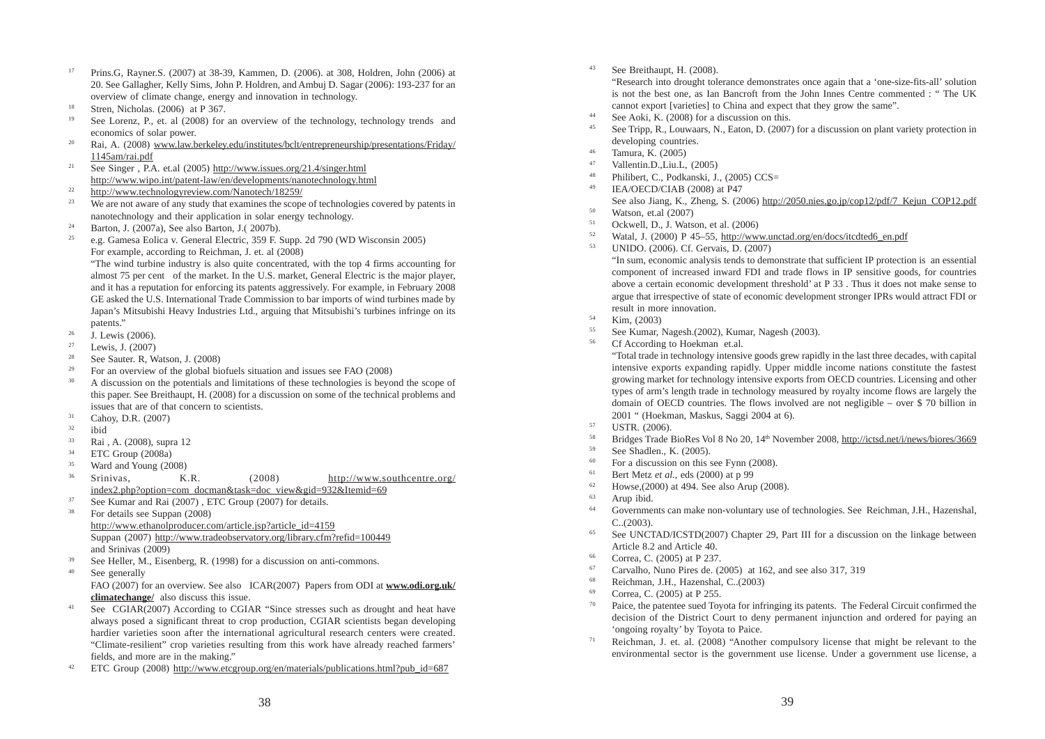17. Prins.G, Rayner.S. (2007) at 38-39, Kammen, D. (2006). at 308, Holdren, John (2006) at 20. See Gallagher, Kelly Sims, John P. Holdren, and Ambuj D. Sagar (2006): 193-237 for an overview of climate change, energy and innovation in technology.
18. Stren, Nicholas. (2006) at P 367.
19. See Lorenz, P., et. al (2008) for an overview of the technology, technology trends and economics of solar power.
20. Rai, A. (2008) www.law.berkeley.edu/institutes/bclt/entrepreneurship/presentations/Friday/1145am/rai.pdf
21. See Singer , P.A. et.al (2005) http://www.issues.org/21.4/singer.html http://www.wipo.int/patent-law/en/developments/nanotechnology.html
22. http://www.technologyreview.com/Nanotech/18259/
23. We are not aware of any study that examines the scope of technologies covered by patents in nanotechnology and their application in solar energy technology.
24. Barton, J. (2007a), See also Barton, J.( 2007b).
25. e.g. Gamesa Eolica v. General Electric, 359 F. Supp. 2d 790 (WD Wisconsin 2005)
    For example, according to Reichman, J. et. al (2008)
    "The wind turbine industry is also quite concentrated, with the top 4 firms accounting for almost 75 per cent of the market. In the U.S. market, General Electric is the major player, and it has a reputation for enforcing its patents aggressively. For example, in February 2008 GE asked the U.S. International Trade Commission to bar imports of wind turbines made by Japan's Mitsubishi Heavy Industries Ltd., arguing that Mitsubishi's turbines infringe on its patents."
26. J. Lewis (2006).
27. Lewis, J. (2007)
28. See Sauter. R, Watson, J. (2008)
29. For an overview of the global biofuels situation and issues see FAO (2008)
30. A discussion on the potentials and limitations of these technologies is beyond the scope of this paper. See Breithaupt, H. (2008) for a discussion on some of the technical problems and issues that are of that concern to scientists.
31. Cahoy, D.R. (2007)
32. ibid
33. Rai , A. (2008), supra 12
34. ETC Group (2008a)
35. Ward and Young (2008)
36. Srinivas, K.R. (2008) http://www.southcentre.org/index2.php?option=com_docman&task=doc_view&gid=932&Itemid=69
37. See Kumar and Rai (2007) , ETC Group (2007) for details.
38. For details see Suppan (2008)
    http://www.ethanolproducer.com/article.jsp?article_id=4159
    Suppan (2007) http://www.tradeobservatory.org/library.cfm?refid=100449
    and Srinivas (2009)
39. See Heller, M., Eisenberg, R. (1998) for a discussion on anti-commons.
40. See generally
    FAO (2007) for an overview. See also ICAR(2007) Papers from ODI at **www.odi.org.uk/climatechange/** also discuss this issue.
41. See CGIAR(2007) According to CGIAR "Since stresses such as drought and heat have always posed a significant threat to crop production, CGIAR scientists began developing hardier varieties soon after the international agricultural research centers were created. "Climate-resilient" crop varieties resulting from this work have already reached farmers' fields, and more are in the making."
42. ETC Group (2008) http://www.etcgroup.org/en/materials/publications.html?pub_id=687
43. See Breithaupt, H. (2008).
    "Research into drought tolerance demonstrates once again that a 'one-size-fits-all' solution is not the best one, as Ian Bancroft from the John Innes Centre commented : " The UK cannot export [varieties] to China and expect that they grow the same".
44. See Aoki, K. (2008) for a discussion on this.
45. See Tripp, R., Louwaars, N., Eaton, D. (2007) for a discussion on plant variety protection in developing countries.
46. Tamura, K. (2005)
47. Vallentin.D.,Liu.L, (2005)
48. Philibert, C., Podkanski, J., (2005) CCS=
49. IEA/OECD/CIAB (2008) at P47
    See also Jiang, K., Zheng, S. (2006) http://2050.nies.go.jp/cop12/pdf/7_Kejun_COP12.pdf
50. Watson, et.al (2007)
51. Ockwell, D., J. Watson, et al. (2006)
52. Watal, J. (2000) P 45–55, http://www.unctad.org/en/docs/itcdted6_en.pdf
53. UNIDO. (2006). Cf. Gervais, D. (2007)
    "In sum, economic analysis tends to demonstrate that sufficient IP protection is an essential component of increased inward FDI and trade flows in IP sensitive goods, for countries above a certain economic development threshold' at P 33 . Thus it does not make sense to argue that irrespective of state of economic development stronger IPRs would attract FDI or result in more innovation.
54. Kim, (2003)
55. See Kumar, Nagesh.(2002), Kumar, Nagesh (2003).
56. Cf According to Hoekman et.al.
    "Total trade in technology intensive goods grew rapidly in the last three decades, with capital intensive exports expanding rapidly. Upper middle income nations constitute the fastest growing market for technology intensive exports from OECD countries. Licensing and other types of arm's length trade in technology measured by royalty income flows are largely the domain of OECD countries. The flows involved are not negligible – over $ 70 billion in 2001 " (Hoekman, Maskus, Saggi 2004 at 6).
57. USTR. (2006).
58. Bridges Trade BioRes Vol 8 No 20, 14th November 2008, http://ictsd.net/i/news/biores/3669
59. See Shadlen., K. (2005).
60. For a discussion on this see Fynn (2008).
61. Bert Metz *et al.*, eds (2000) at p 99
62. Howse,(2000) at 494. See also Arup (2008).
63. Arup ibid.
64. Governments can make non-voluntary use of technologies. See Reichman, J.H., Hazenshal, C..(2003).
65. See UNCTAD/ICSTD(2007) Chapter 29, Part III for a discussion on the linkage between Article 8.2 and Article 40.
66. Correa, C. (2005) at P 237.
67. Carvalho, Nuno Pires de. (2005) at 162, and see also 317, 319
68. Reichman, J.H., Hazenshal, C..(2003)
69. Correa, C. (2005) at P 255.
70. Paice, the patentee sued Toyota for infringing its patents. The Federal Circuit confirmed the decision of the District Court to deny permanent injunction and ordered for paying an 'ongoing royalty' by Toyota to Paice.
71. Reichman, J. et. al. (2008) "Another compulsory license that might be relevant to the environmental sector is the government use license. Under a government use license, a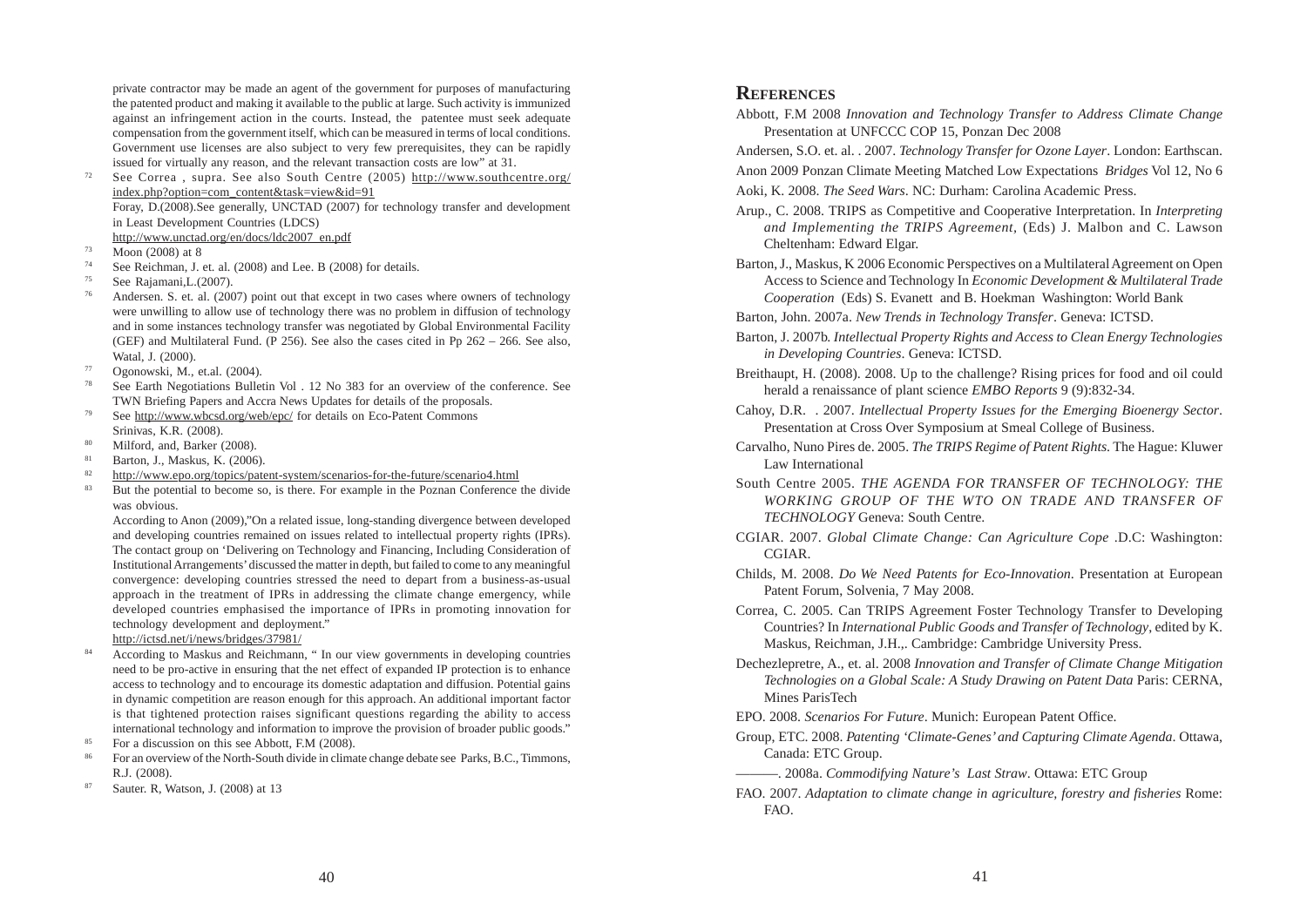private contractor may be made an agent of the government for purposes of manufacturing the patented product and making it available to the public at large. Such activity is immunized against an infringement action in the courts. Instead, the patentee must seek adequate compensation from the government itself, which can be measured in terms of local conditions. Government use licenses are also subject to very few prerequisites, they can be rapidly issued for virtually any reason, and the relevant transaction costs are low" at 31.

[72] See Correa , supra. See also South Centre (2005) http://www.southcentre.org/index.php?option=com_content&task=view&id=91
Foray, D.(2008).See generally, UNCTAD (2007) for technology transfer and development in Least Development Countries (LDCS)
http://www.unctad.org/en/docs/ldc2007_en.pdf

[73] Moon (2008) at 8

[74] See Reichman, J. et. al. (2008) and Lee. B (2008) for details.

[75] See Rajamani,L.(2007).

[76] Andersen. S. et. al. (2007) point out that except in two cases where owners of technology were unwilling to allow use of technology there was no problem in diffusion of technology and in some instances technology transfer was negotiated by Global Environmental Facility (GEF) and Multilateral Fund. (P 256). See also the cases cited in Pp 262 – 266. See also, Watal, J. (2000).

[77] Ogonowski, M., et.al. (2004).

[78] See Earth Negotiations Bulletin Vol . 12 No 383 for an overview of the conference. See TWN Briefing Papers and Accra News Updates for details of the proposals.

[79] See http://www.wbcsd.org/web/epc/ for details on Eco-Patent Commons
Srinivas, K.R. (2008).

[80] Milford, and, Barker (2008).

[81] Barton, J., Maskus, K. (2006).

[82] http://www.epo.org/topics/patent-system/scenarios-for-the-future/scenario4.html

[83] But the potential to become so, is there. For example in the Poznan Conference the divide was obvious.
According to Anon (2009),"On a related issue, long-standing divergence between developed and developing countries remained on issues related to intellectual property rights (IPRs). The contact group on 'Delivering on Technology and Financing, Including Consideration of Institutional Arrangements' discussed the matter in depth, but failed to come to any meaningful convergence: developing countries stressed the need to depart from a business-as-usual approach in the treatment of IPRs in addressing the climate change emergency, while developed countries emphasised the importance of IPRs in promoting innovation for technology development and deployment."
http://ictsd.net/i/news/bridges/37981/

[84] According to Maskus and Reichmann, " In our view governments in developing countries need to be pro-active in ensuring that the net effect of expanded IP protection is to enhance access to technology and to encourage its domestic adaptation and diffusion. Potential gains in dynamic competition are reason enough for this approach. An additional important factor is that tightened protection raises significant questions regarding the ability to access international technology and information to improve the provision of broader public goods."

[85] For a discussion on this see Abbott, F.M (2008).

[86] For an overview of the North-South divide in climate change debate see Parks, B.C., Timmons, R.J. (2008).

[87] Sauter. R, Watson, J. (2008) at 13

## References

Abbott, F.M 2008 *Innovation and Technology Transfer to Address Climate Change* Presentation at UNFCCC COP 15, Ponzan Dec 2008

Andersen, S.O. et. al. . 2007. *Technology Transfer for Ozone Layer*. London: Earthscan.

Anon 2009 Ponzan Climate Meeting Matched Low Expectations *Bridges* Vol 12, No 6

Aoki, K. 2008. *The Seed Wars*. NC: Durham: Carolina Academic Press.

Arup., C. 2008. TRIPS as Competitive and Cooperative Interpretation. In *Interpreting and Implementing the TRIPS Agreement*, (Eds) J. Malbon and C. Lawson Cheltenham: Edward Elgar.

Barton, J., Maskus, K 2006 Economic Perspectives on a Multilateral Agreement on Open Access to Science and Technology In *Economic Development & Multilateral Trade Cooperation* (Eds) S. Evanett and B. Hoekman Washington: World Bank

Barton, John. 2007a. *New Trends in Technology Transfer*. Geneva: ICTSD.

Barton, J. 2007b. *Intellectual Property Rights and Access to Clean Energy Technologies in Developing Countries*. Geneva: ICTSD.

Breithaupt, H. (2008). 2008. Up to the challenge? Rising prices for food and oil could herald a renaissance of plant science *EMBO Reports* 9 (9):832-34.

Cahoy, D.R. . 2007. *Intellectual Property Issues for the Emerging Bioenergy Sector*. Presentation at Cross Over Symposium at Smeal College of Business.

Carvalho, Nuno Pires de. 2005. *The TRIPS Regime of Patent Rights*. The Hague: Kluwer Law International

South Centre 2005. *THE AGENDA FOR TRANSFER OF TECHNOLOGY: THE WORKING GROUP OF THE WTO ON TRADE AND TRANSFER OF TECHNOLOGY* Geneva: South Centre.

CGIAR. 2007. *Global Climate Change: Can Agriculture Cope* .D.C: Washington: CGIAR.

Childs, M. 2008. *Do We Need Patents for Eco-Innovation*. Presentation at European Patent Forum, Solvenia, 7 May 2008.

Correa, C. 2005. Can TRIPS Agreement Foster Technology Transfer to Developing Countries? In *International Public Goods and Transfer of Technology*, edited by K. Maskus, Reichman, J.H.,. Cambridge: Cambridge University Press.

Dechezlepretre, A., et. al. 2008 *Innovation and Transfer of Climate Change Mitigation Technologies on a Global Scale: A Study Drawing on Patent Data* Paris: CERNA, Mines ParisTech

EPO. 2008. *Scenarios For Future*. Munich: European Patent Office.

Group, ETC. 2008. *Patenting 'Climate-Genes' and Capturing Climate Agenda*. Ottawa, Canada: ETC Group.

———. 2008a. *Commodifying Nature's Last Straw*. Ottawa: ETC Group

FAO. 2007. *Adaptation to climate change in agriculture, forestry and fisheries* Rome: FAO.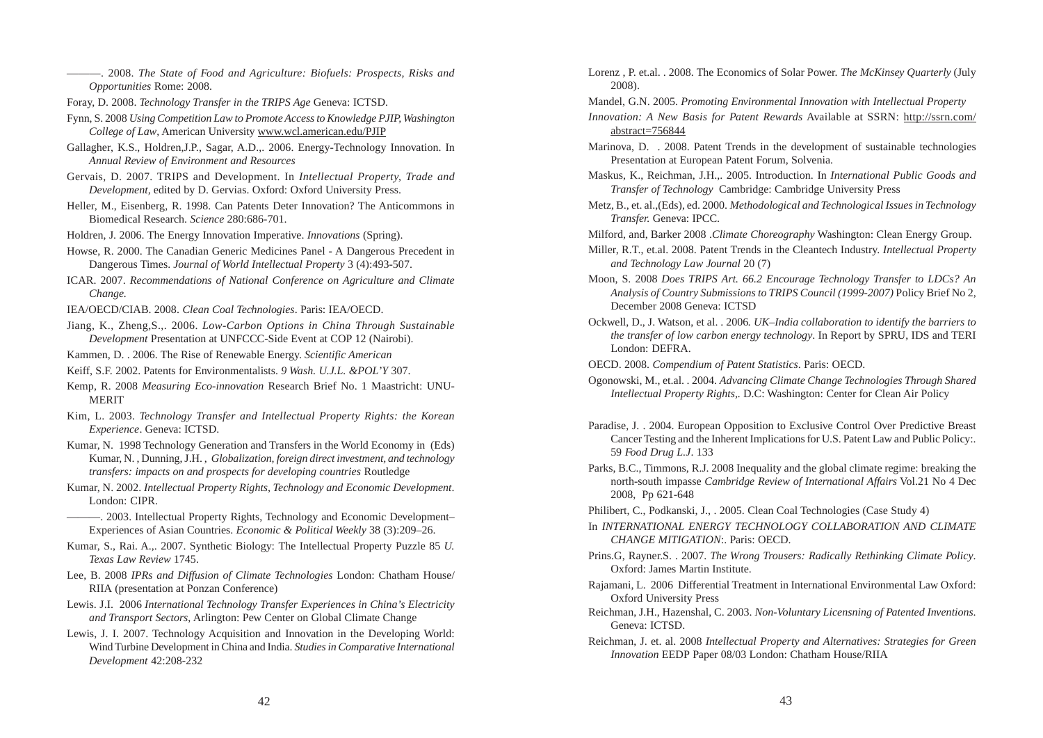———. 2008. *The State of Food and Agriculture: Biofuels: Prospects, Risks and Opportunities* Rome: 2008.

Foray, D. 2008. *Technology Transfer in the TRIPS Age* Geneva: ICTSD.

Fynn, S. 2008 *Using Competition Law to Promote Access to Knowledge PJIP, Washington College of Law*, American University www.wcl.american.edu/PJIP

Gallagher, K.S., Holdren,J.P., Sagar, A.D.,. 2006. Energy-Technology Innovation. In *Annual Review of Environment and Resources*

Gervais, D. 2007. TRIPS and Development. In *Intellectual Property, Trade and Development*, edited by D. Gervias. Oxford: Oxford University Press.

Heller, M., Eisenberg, R. 1998. Can Patents Deter Innovation? The Anticommons in Biomedical Research. *Science* 280:686-701.

Holdren, J. 2006. The Energy Innovation Imperative. *Innovations* (Spring).

Howse, R. 2000. The Canadian Generic Medicines Panel - A Dangerous Precedent in Dangerous Times. *Journal of World Intellectual Property* 3 (4):493-507.

ICAR. 2007. *Recommendations of National Conference on Agriculture and Climate Change.*

IEA/OECD/CIAB. 2008. *Clean Coal Technologies*. Paris: IEA/OECD.

Jiang, K., Zheng,S.,. 2006. *Low-Carbon Options in China Through Sustainable Development* Presentation at UNFCCC-Side Event at COP 12 (Nairobi).

Kammen, D. . 2006. The Rise of Renewable Energy. *Scientific American*

Keiff, S.F. 2002. Patents for Environmentalists. *9 Wash. U.J.L. &POL'Y* 307.

Kemp, R. 2008 *Measuring Eco-innovation* Research Brief No. 1 Maastricht: UNU-MERIT

Kim, L. 2003. *Technology Transfer and Intellectual Property Rights: the Korean Experience*. Geneva: ICTSD.

Kumar, N. 1998 Technology Generation and Transfers in the World Economy in (Eds) Kumar, N. , Dunning, J.H. , *Globalization, foreign direct investment, and technology transfers: impacts on and prospects for developing countries* Routledge

Kumar, N. 2002. *Intellectual Property Rights, Technology and Economic Development*. London: CIPR.

———. 2003. Intellectual Property Rights, Technology and Economic Development–Experiences of Asian Countries. *Economic & Political Weekly* 38 (3):209–26.

Kumar, S., Rai. A.,. 2007. Synthetic Biology: The Intellectual Property Puzzle 85 *U. Texas Law Review* 1745.

Lee, B. 2008 *IPRs and Diffusion of Climate Technologies* London: Chatham House/ RIIA (presentation at Ponzan Conference)

Lewis. J.I. 2006 *International Technology Transfer Experiences in China's Electricity and Transport Sectors*, Arlington: Pew Center on Global Climate Change

Lewis, J. I. 2007. Technology Acquisition and Innovation in the Developing World: Wind Turbine Development in China and India. *Studies in Comparative International Development* 42:208-232

Lorenz , P. et.al. . 2008. The Economics of Solar Power. *The McKinsey Quarterly* (July 2008).

Mandel, G.N. 2005. *Promoting Environmental Innovation with Intellectual Property Innovation: A New Basis for Patent Rewards* Available at SSRN: http://ssrn.com/abstract=756844

Marinova, D. . 2008. Patent Trends in the development of sustainable technologies Presentation at European Patent Forum, Solvenia.

Maskus, K., Reichman, J.H.,. 2005. Introduction. In *International Public Goods and Transfer of Technology* Cambridge: Cambridge University Press

Metz, B., et. al.,(Eds), ed. 2000. *Methodological and Technological Issues in Technology Transfer.* Geneva: IPCC.

Milford, and, Barker 2008 .*Climate Choreography* Washington: Clean Energy Group.

Miller, R.T., et.al. 2008. Patent Trends in the Cleantech Industry. *Intellectual Property and Technology Law Journal* 20 (7)

Moon, S. 2008 *Does TRIPS Art. 66.2 Encourage Technology Transfer to LDCs? An Analysis of Country Submissions to TRIPS Council (1999-2007)* Policy Brief No 2, December 2008 Geneva: ICTSD

Ockwell, D., J. Watson, et al. . 2006. *UK–India collaboration to identify the barriers to the transfer of low carbon energy technology*. In Report by SPRU, IDS and TERI London: DEFRA.

OECD. 2008. *Compendium of Patent Statistics*. Paris: OECD.

Ogonowski, M., et.al. . 2004. *Advancing Climate Change Technologies Through Shared Intellectual Property Rights*,. D.C: Washington: Center for Clean Air Policy

Paradise, J. . 2004. European Opposition to Exclusive Control Over Predictive Breast Cancer Testing and the Inherent Implications for U.S. Patent Law and Public Policy:. 59 *Food Drug L.J*. 133

Parks, B.C., Timmons, R.J. 2008 Inequality and the global climate regime: breaking the north-south impasse *Cambridge Review of International Affairs* Vol.21 No 4 Dec 2008, Pp 621-648

Philibert, C., Podkanski, J., . 2005. Clean Coal Technologies (Case Study 4) In *INTERNATIONAL ENERGY TECHNOLOGY COLLABORATION AND CLIMATE CHANGE MITIGATION*:. Paris: OECD.

Prins.G, Rayner.S. . 2007. *The Wrong Trousers: Radically Rethinking Climate Policy*. Oxford: James Martin Institute.

Rajamani, L. 2006 Differential Treatment in International Environmental Law Oxford: Oxford University Press

Reichman, J.H., Hazenshal, C. 2003. *Non-Voluntary Licensning of Patented Inventions*. Geneva: ICTSD.

Reichman, J. et. al. 2008 *Intellectual Property and Alternatives: Strategies for Green Innovation* EEDP Paper 08/03 London: Chatham House/RIIA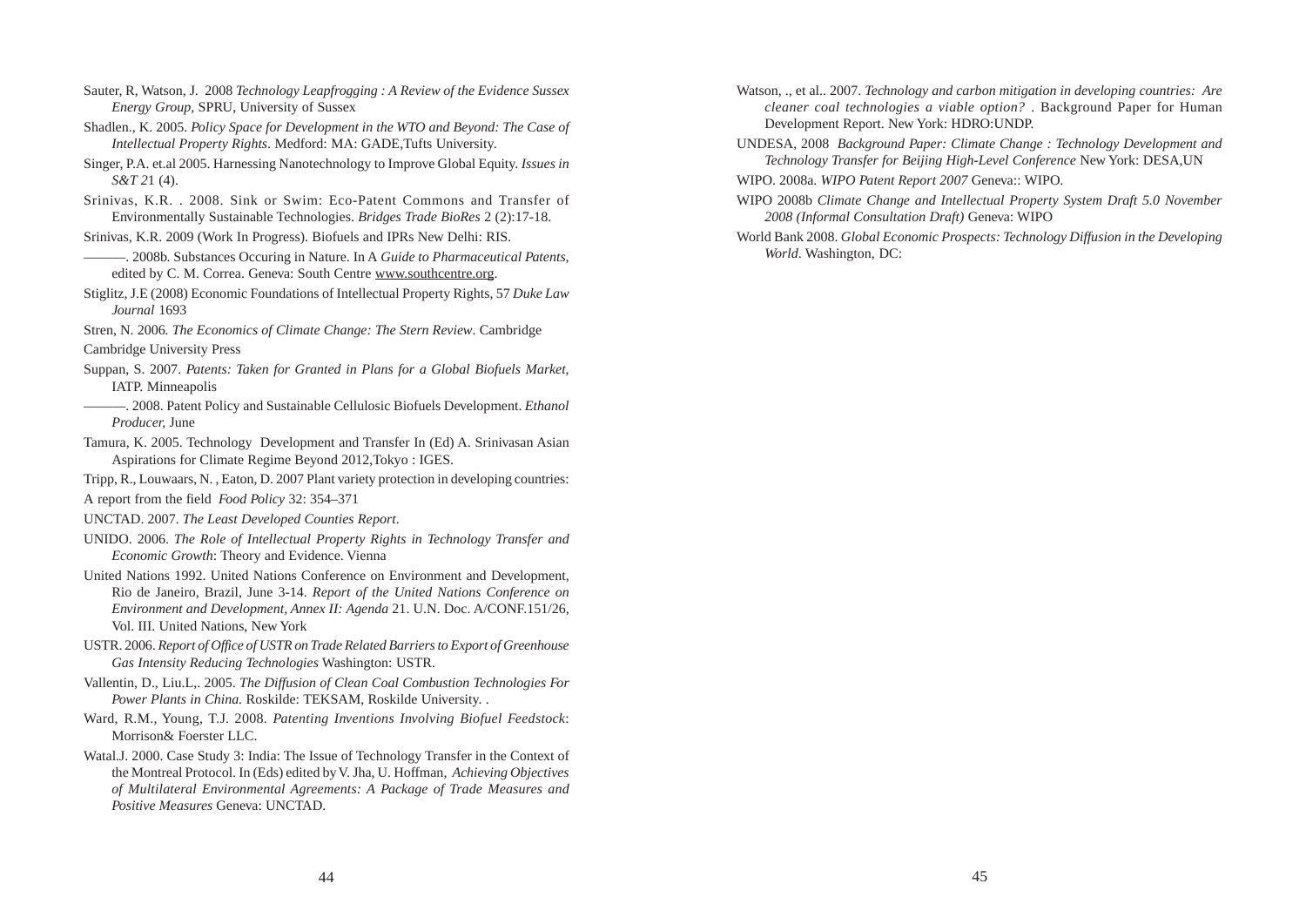Sauter, R, Watson, J. 2008 *Technology Leapfrogging : A Review of the Evidence Sussex Energy Group*, SPRU, University of Sussex

Shadlen., K. 2005. *Policy Space for Development in the WTO and Beyond: The Case of Intellectual Property Rights*. Medford: MA: GADE,Tufts University.

Singer, P.A. et.al 2005. Harnessing Nanotechnology to Improve Global Equity. *Issues in S&T 2*1 (4).

Srinivas, K.R. . 2008. Sink or Swim: Eco-Patent Commons and Transfer of Environmentally Sustainable Technologies. *Bridges Trade BioRes* 2 (2):17-18.

Srinivas, K.R. 2009 (Work In Progress). Biofuels and IPRs New Delhi: RIS.

———. 2008b. Substances Occuring in Nature. In A *Guide to Pharmaceutical Patents*, edited by C. M. Correa. Geneva: South Centre www.southcentre.org.

Stiglitz, J.E (2008) Economic Foundations of Intellectual Property Rights, 57 *Duke Law Journal* 1693

Stren, N. 2006. *The Economics of Climate Change: The Stern Review*. Cambridge Cambridge University Press

Suppan, S. 2007. *Patents: Taken for Granted in Plans for a Global Biofuels Market*, IATP. Minneapolis

———. 2008. Patent Policy and Sustainable Cellulosic Biofuels Development. *Ethanol Producer*, June

Tamura, K. 2005. Technology Development and Transfer In (Ed) A. Srinivasan Asian Aspirations for Climate Regime Beyond 2012,Tokyo : IGES.

Tripp, R., Louwaars, N. , Eaton, D. 2007 Plant variety protection in developing countries: A report from the field *Food Policy* 32: 354–371

UNCTAD. 2007. *The Least Developed Counties Report*.

UNIDO. 2006. *The Role of Intellectual Property Rights in Technology Transfer and Economic Growth*: Theory and Evidence. Vienna

United Nations 1992. United Nations Conference on Environment and Development, Rio de Janeiro, Brazil, June 3-14. *Report of the United Nations Conference on Environment and Development, Annex II: Agenda* 21. U.N. Doc. A/CONF.151/26, Vol. III. United Nations, New York

USTR. 2006. *Report of Office of USTR on Trade Related Barriers to Export of Greenhouse Gas Intensity Reducing Technologies* Washington: USTR.

Vallentin, D., Liu.L,. 2005. *The Diffusion of Clean Coal Combustion Technologies For Power Plants in China.* Roskilde: TEKSAM, Roskilde University. .

Ward, R.M., Young, T.J. 2008. *Patenting Inventions Involving Biofuel Feedstock*: Morrison& Foerster LLC.

Watal.J. 2000. Case Study 3: India: The Issue of Technology Transfer in the Context of the Montreal Protocol. In (Eds) edited by V. Jha, U. Hoffman, *Achieving Objectives of Multilateral Environmental Agreements: A Package of Trade Measures and Positive Measures* Geneva: UNCTAD.

Watson, ., et al.. 2007. *Technology and carbon mitigation in developing countries: Are cleaner coal technologies a viable option?* . Background Paper for Human Development Report. New York: HDRO:UNDP.

UNDESA, 2008 *Background Paper: Climate Change : Technology Development and Technology Transfer for Beijing High-Level Conference* New York: DESA,UN

WIPO. 2008a. *WIPO Patent Report 2007* Geneva:: WIPO.

WIPO 2008b *Climate Change and Intellectual Property System Draft 5.0 November 2008 (Informal Consultation Draft)* Geneva: WIPO

World Bank 2008. *Global Economic Prospects: Technology Diffusion in the Developing World*. Washington, DC: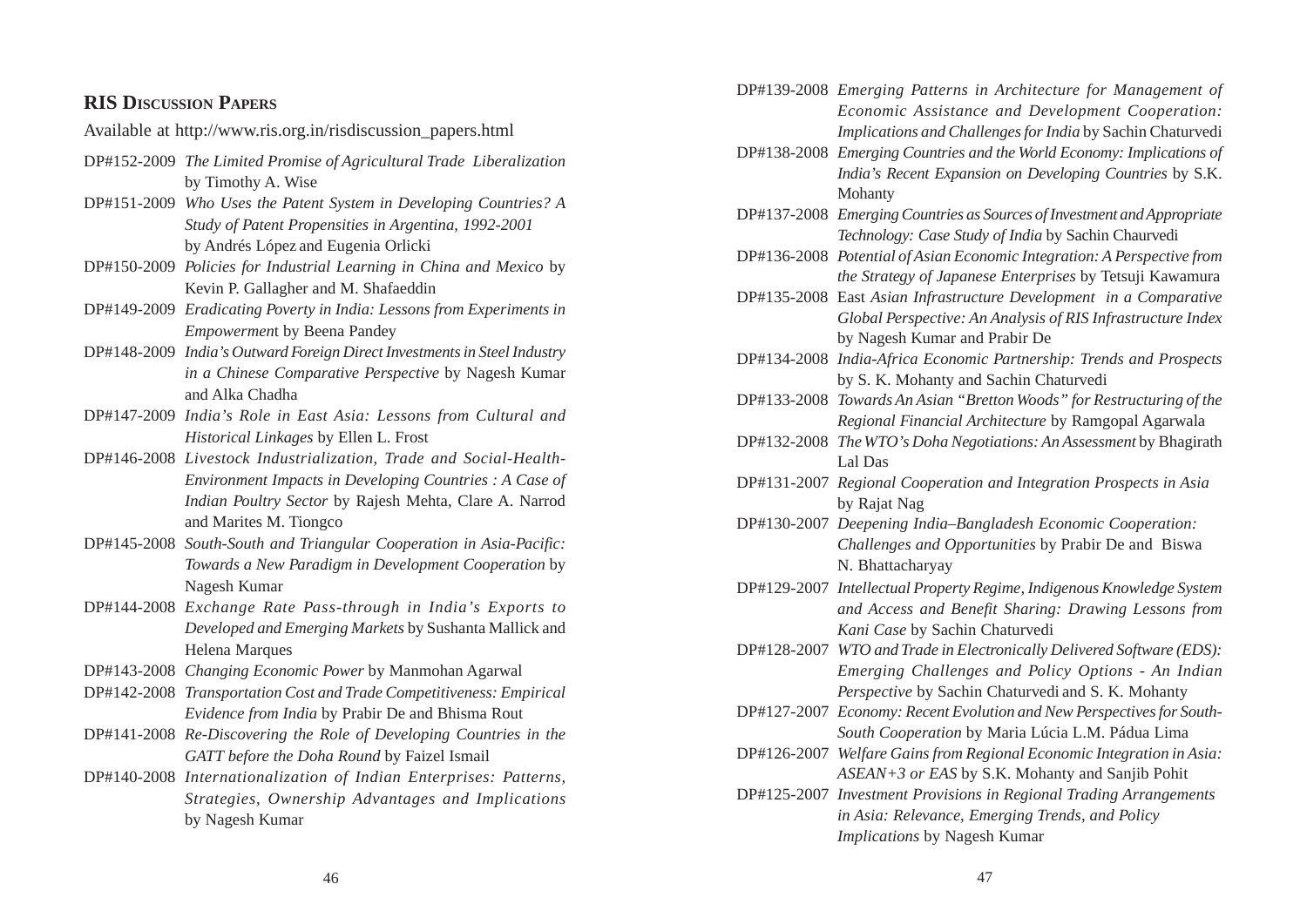## RIS Discussion Papers

Available at http://www.ris.org.in/risdiscussion_papers.html

DP#152-2009 *The Limited Promise of Agricultural Trade Liberalization* by Timothy A. Wise

DP#151-2009 *Who Uses the Patent System in Developing Countries? A Study of Patent Propensities in Argentina, 1992-2001* by Andrés López and Eugenia Orlicki

DP#150-2009 *Policies for Industrial Learning in China and Mexico* by Kevin P. Gallagher and M. Shafaeddin

DP#149-2009 *Eradicating Poverty in India: Lessons from Experiments in Empowerment* by Beena Pandey

DP#148-2009 *India's Outward Foreign Direct Investments in Steel Industry in a Chinese Comparative Perspective* by Nagesh Kumar and Alka Chadha

DP#147-2009 *India's Role in East Asia: Lessons from Cultural and Historical Linkages* by Ellen L. Frost

DP#146-2008 *Livestock Industrialization, Trade and Social-Health-Environment Impacts in Developing Countries : A Case of Indian Poultry Sector* by Rajesh Mehta, Clare A. Narrod and Marites M. Tiongco

DP#145-2008 *South-South and Triangular Cooperation in Asia-Pacific: Towards a New Paradigm in Development Cooperation* by Nagesh Kumar

DP#144-2008 *Exchange Rate Pass-through in India's Exports to Developed and Emerging Markets* by Sushanta Mallick and Helena Marques

DP#143-2008 *Changing Economic Power* by Manmohan Agarwal

DP#142-2008 *Transportation Cost and Trade Competitiveness: Empirical Evidence from India* by Prabir De and Bhisma Rout

DP#141-2008 *Re-Discovering the Role of Developing Countries in the GATT before the Doha Round* by Faizel Ismail

DP#140-2008 *Internationalization of Indian Enterprises: Patterns, Strategies, Ownership Advantages and Implications* by Nagesh Kumar

DP#139-2008 *Emerging Patterns in Architecture for Management of Economic Assistance and Development Cooperation: Implications and Challenges for India* by Sachin Chaturvedi

DP#138-2008 *Emerging Countries and the World Economy: Implications of India's Recent Expansion on Developing Countries* by S.K. Mohanty

DP#137-2008 *Emerging Countries as Sources of Investment and Appropriate Technology: Case Study of India* by Sachin Chaurvedi

DP#136-2008 *Potential of Asian Economic Integration: A Perspective from the Strategy of Japanese Enterprises* by Tetsuji Kawamura

DP#135-2008 East *Asian Infrastructure Development in a Comparative Global Perspective: An Analysis of RIS Infrastructure Index* by Nagesh Kumar and Prabir De

DP#134-2008 *India-Africa Economic Partnership: Trends and Prospects* by S. K. Mohanty and Sachin Chaturvedi

DP#133-2008 *Towards An Asian "Bretton Woods" for Restructuring of the Regional Financial Architecture* by Ramgopal Agarwala

DP#132-2008 *The WTO's Doha Negotiations: An Assessment* by Bhagirath Lal Das

DP#131-2007 *Regional Cooperation and Integration Prospects in Asia* by Rajat Nag

DP#130-2007 *Deepening India–Bangladesh Economic Cooperation: Challenges and Opportunities* by Prabir De and Biswa N. Bhattacharyay

DP#129-2007 *Intellectual Property Regime, Indigenous Knowledge System and Access and Benefit Sharing: Drawing Lessons from Kani Case* by Sachin Chaturvedi

DP#128-2007 *WTO and Trade in Electronically Delivered Software (EDS): Emerging Challenges and Policy Options - An Indian Perspective* by Sachin Chaturvedi and S. K. Mohanty

DP#127-2007 *Economy: Recent Evolution and New Perspectives for South-South Cooperation* by Maria Lúcia L.M. Pádua Lima

DP#126-2007 *Welfare Gains from Regional Economic Integration in Asia: ASEAN+3 or EAS* by S.K. Mohanty and Sanjib Pohit

DP#125-2007 *Investment Provisions in Regional Trading Arrangements in Asia: Relevance, Emerging Trends, and Policy Implications* by Nagesh Kumar